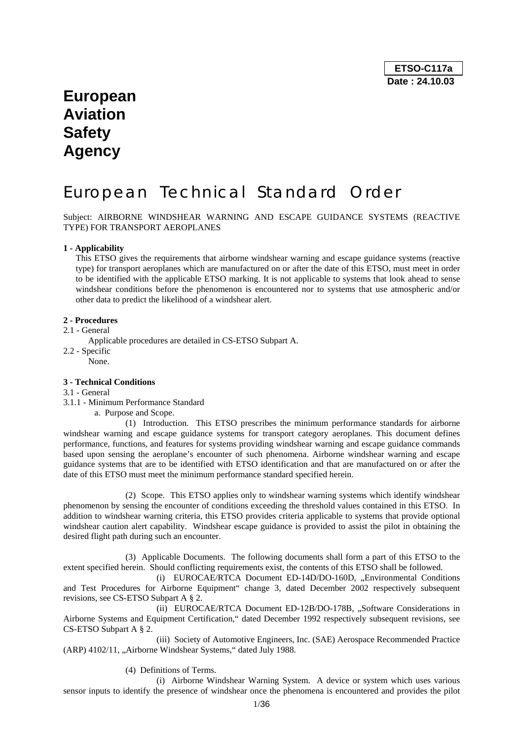**ETSO-C117a**
**Date : 24.10.03**

# European Aviation Safety Agency

# European Technical Standard Order

Subject: AIRBORNE WINDSHEAR WARNING AND ESCAPE GUIDANCE SYSTEMS (REACTIVE TYPE) FOR TRANSPORT AEROPLANES

**1 - Applicability**

This ETSO gives the requirements that airborne windshear warning and escape guidance systems (reactive type) for transport aeroplanes which are manufactured on or after the date of this ETSO, must meet in order to be identified with the applicable ETSO marking. It is not applicable to systems that look ahead to sense windshear conditions before the phenomenon is encountered nor to systems that use atmospheric and/or other data to predict the likelihood of a windshear alert.

**2 - Procedures**

2.1 - General

Applicable procedures are detailed in CS-ETSO Subpart A.

2.2 - Specific

None.

**3 - Technical Conditions**

3.1 - General

3.1.1 - Minimum Performance Standard

a. Purpose and Scope.

(1) Introduction. This ETSO prescribes the minimum performance standards for airborne windshear warning and escape guidance systems for transport category aeroplanes. This document defines performance, functions, and features for systems providing windshear warning and escape guidance commands based upon sensing the aeroplane's encounter of such phenomena. Airborne windshear warning and escape guidance systems that are to be identified with ETSO identification and that are manufactured on or after the date of this ETSO must meet the minimum performance standard specified herein.

(2) Scope. This ETSO applies only to windshear warning systems which identify windshear phenomenon by sensing the encounter of conditions exceeding the threshold values contained in this ETSO. In addition to windshear warning criteria, this ETSO provides criteria applicable to systems that provide optional windshear caution alert capability. Windshear escape guidance is provided to assist the pilot in obtaining the desired flight path during such an encounter.

(3) Applicable Documents. The following documents shall form a part of this ETSO to the extent specified herein. Should conflicting requirements exist, the contents of this ETSO shall be followed.

(i) EUROCAE/RTCA Document ED-14D/DO-160D, „Environmental Conditions and Test Procedures for Airborne Equipment" change 3, dated December 2002 respectively subsequent revisions, see CS-ETSO Subpart A § 2.

(ii) EUROCAE/RTCA Document ED-12B/DO-178B, „Software Considerations in Airborne Systems and Equipment Certification," dated December 1992 respectively subsequent revisions, see CS-ETSO Subpart A § 2.

(iii) Society of Automotive Engineers, Inc. (SAE) Aerospace Recommended Practice (ARP) 4102/11, „Airborne Windshear Systems," dated July 1988.

(4) Definitions of Terms.

(i) Airborne Windshear Warning System. A device or system which uses various sensor inputs to identify the presence of windshear once the phenomena is encountered and provides the pilot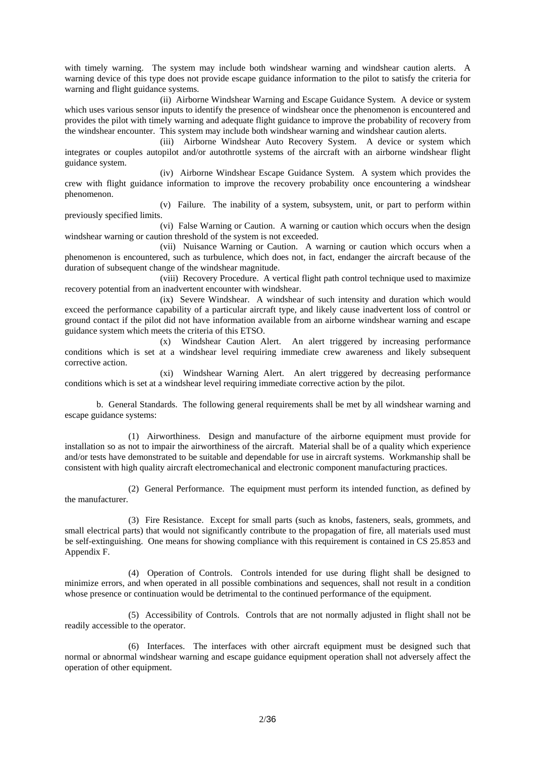with timely warning. The system may include both windshear warning and windshear caution alerts. A warning device of this type does not provide escape guidance information to the pilot to satisfy the criteria for warning and flight guidance systems.

(ii) Airborne Windshear Warning and Escape Guidance System. A device or system which uses various sensor inputs to identify the presence of windshear once the phenomenon is encountered and provides the pilot with timely warning and adequate flight guidance to improve the probability of recovery from the windshear encounter. This system may include both windshear warning and windshear caution alerts.

(iii) Airborne Windshear Auto Recovery System. A device or system which integrates or couples autopilot and/or autothrottle systems of the aircraft with an airborne windshear flight guidance system.

(iv) Airborne Windshear Escape Guidance System. A system which provides the crew with flight guidance information to improve the recovery probability once encountering a windshear phenomenon.

(v) Failure. The inability of a system, subsystem, unit, or part to perform within previously specified limits.

(vi) False Warning or Caution. A warning or caution which occurs when the design windshear warning or caution threshold of the system is not exceeded.

(vii) Nuisance Warning or Caution. A warning or caution which occurs when a phenomenon is encountered, such as turbulence, which does not, in fact, endanger the aircraft because of the duration of subsequent change of the windshear magnitude.

(viii) Recovery Procedure. A vertical flight path control technique used to maximize recovery potential from an inadvertent encounter with windshear.

(ix) Severe Windshear. A windshear of such intensity and duration which would exceed the performance capability of a particular aircraft type, and likely cause inadvertent loss of control or ground contact if the pilot did not have information available from an airborne windshear warning and escape guidance system which meets the criteria of this ETSO.

(x) Windshear Caution Alert. An alert triggered by increasing performance conditions which is set at a windshear level requiring immediate crew awareness and likely subsequent corrective action.

(xi) Windshear Warning Alert. An alert triggered by decreasing performance conditions which is set at a windshear level requiring immediate corrective action by the pilot.

b. General Standards. The following general requirements shall be met by all windshear warning and escape guidance systems:

(1) Airworthiness. Design and manufacture of the airborne equipment must provide for installation so as not to impair the airworthiness of the aircraft. Material shall be of a quality which experience and/or tests have demonstrated to be suitable and dependable for use in aircraft systems. Workmanship shall be consistent with high quality aircraft electromechanical and electronic component manufacturing practices.

(2) General Performance. The equipment must perform its intended function, as defined by the manufacturer.

(3) Fire Resistance. Except for small parts (such as knobs, fasteners, seals, grommets, and small electrical parts) that would not significantly contribute to the propagation of fire, all materials used must be self-extinguishing. One means for showing compliance with this requirement is contained in CS 25.853 and Appendix F.

(4) Operation of Controls. Controls intended for use during flight shall be designed to minimize errors, and when operated in all possible combinations and sequences, shall not result in a condition whose presence or continuation would be detrimental to the continued performance of the equipment.

(5) Accessibility of Controls. Controls that are not normally adjusted in flight shall not be readily accessible to the operator.

(6) Interfaces. The interfaces with other aircraft equipment must be designed such that normal or abnormal windshear warning and escape guidance equipment operation shall not adversely affect the operation of other equipment.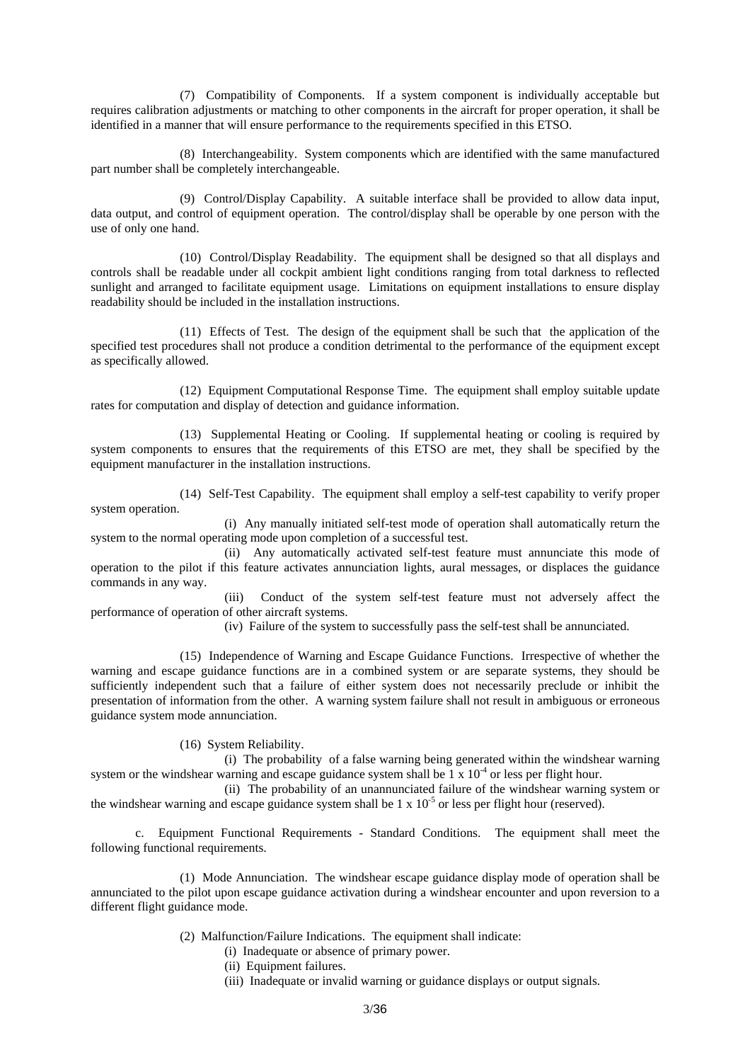(7) Compatibility of Components. If a system component is individually acceptable but requires calibration adjustments or matching to other components in the aircraft for proper operation, it shall be identified in a manner that will ensure performance to the requirements specified in this ETSO.

(8) Interchangeability. System components which are identified with the same manufactured part number shall be completely interchangeable.

(9) Control/Display Capability. A suitable interface shall be provided to allow data input, data output, and control of equipment operation. The control/display shall be operable by one person with the use of only one hand.

(10) Control/Display Readability. The equipment shall be designed so that all displays and controls shall be readable under all cockpit ambient light conditions ranging from total darkness to reflected sunlight and arranged to facilitate equipment usage. Limitations on equipment installations to ensure display readability should be included in the installation instructions.

(11) Effects of Test. The design of the equipment shall be such that the application of the specified test procedures shall not produce a condition detrimental to the performance of the equipment except as specifically allowed.

(12) Equipment Computational Response Time. The equipment shall employ suitable update rates for computation and display of detection and guidance information.

(13) Supplemental Heating or Cooling. If supplemental heating or cooling is required by system components to ensures that the requirements of this ETSO are met, they shall be specified by the equipment manufacturer in the installation instructions.

(14) Self-Test Capability. The equipment shall employ a self-test capability to verify proper system operation.

(i) Any manually initiated self-test mode of operation shall automatically return the system to the normal operating mode upon completion of a successful test.

(ii) Any automatically activated self-test feature must annunciate this mode of operation to the pilot if this feature activates annunciation lights, aural messages, or displaces the guidance commands in any way.

(iii) Conduct of the system self-test feature must not adversely affect the performance of operation of other aircraft systems.

(iv) Failure of the system to successfully pass the self-test shall be annunciated.

(15) Independence of Warning and Escape Guidance Functions. Irrespective of whether the warning and escape guidance functions are in a combined system or are separate systems, they should be sufficiently independent such that a failure of either system does not necessarily preclude or inhibit the presentation of information from the other. A warning system failure shall not result in ambiguous or erroneous guidance system mode annunciation.

(16) System Reliability.

(i) The probability of a false warning being generated within the windshear warning system or the windshear warning and escape guidance system shall be $1 \times 10^{-4}$ or less per flight hour.

(ii) The probability of an unannunciated failure of the windshear warning system or the windshear warning and escape guidance system shall be $1 \times 10^{-5}$ or less per flight hour (reserved).

c. Equipment Functional Requirements - Standard Conditions. The equipment shall meet the following functional requirements.

(1) Mode Annunciation. The windshear escape guidance display mode of operation shall be annunciated to the pilot upon escape guidance activation during a windshear encounter and upon reversion to a different flight guidance mode.

(2) Malfunction/Failure Indications. The equipment shall indicate:

(i) Inadequate or absence of primary power.

(ii) Equipment failures.

(iii) Inadequate or invalid warning or guidance displays or output signals.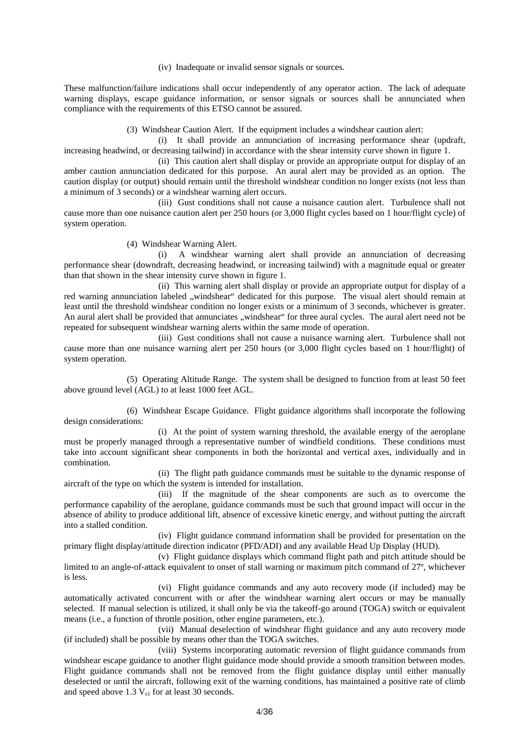(iv) Inadequate or invalid sensor signals or sources.

These malfunction/failure indications shall occur independently of any operator action. The lack of adequate warning displays, escape guidance information, or sensor signals or sources shall be annunciated when compliance with the requirements of this ETSO cannot be assured.

(3) Windshear Caution Alert. If the equipment includes a windshear caution alert:

(i) It shall provide an annunciation of increasing performance shear (updraft, increasing headwind, or decreasing tailwind) in accordance with the shear intensity curve shown in figure 1.

(ii) This caution alert shall display or provide an appropriate output for display of an amber caution annunciation dedicated for this purpose. An aural alert may be provided as an option. The caution display (or output) should remain until the threshold windshear condition no longer exists (not less than a minimum of 3 seconds) or a windshear warning alert occurs.

(iii) Gust conditions shall not cause a nuisance caution alert. Turbulence shall not cause more than one nuisance caution alert per 250 hours (or 3,000 flight cycles based on 1 hour/flight cycle) of system operation.

(4) Windshear Warning Alert.

(i) A windshear warning alert shall provide an annunciation of decreasing performance shear (downdraft, decreasing headwind, or increasing tailwind) with a magnitude equal or greater than that shown in the shear intensity curve shown in figure 1.

(ii) This warning alert shall display or provide an appropriate output for display of a red warning annunciation labeled „windshear" dedicated for this purpose. The visual alert should remain at least until the threshold windshear condition no longer exists or a minimum of 3 seconds, whichever is greater. An aural alert shall be provided that annunciates „windshear" for three aural cycles. The aural alert need not be repeated for subsequent windshear warning alerts within the same mode of operation.

(iii) Gust conditions shall not cause a nuisance warning alert. Turbulence shall not cause more than one nuisance warning alert per 250 hours (or 3,000 flight cycles based on 1 hour/flight) of system operation.

(5) Operating Altitude Range. The system shall be designed to function from at least 50 feet above ground level (AGL) to at least 1000 feet AGL.

(6) Windshear Escape Guidance. Flight guidance algorithms shall incorporate the following design considerations:

(i) At the point of system warning threshold, the available energy of the aeroplane must be properly managed through a representative number of windfield conditions. These conditions must take into account significant shear components in both the horizontal and vertical axes, individually and in combination.

(ii) The flight path guidance commands must be suitable to the dynamic response of aircraft of the type on which the system is intended for installation.

(iii) If the magnitude of the shear components are such as to overcome the performance capability of the aeroplane, guidance commands must be such that ground impact will occur in the absence of ability to produce additional lift, absence of excessive kinetic energy, and without putting the aircraft into a stalled condition.

(iv) Flight guidance command information shall be provided for presentation on the primary flight display/attitude direction indicator (PFD/ADI) and any available Head Up Display (HUD).

(v) Flight guidance displays which command flight path and pitch attitude should be limited to an angle-of-attack equivalent to onset of stall warning or maximum pitch command of 27º, whichever is less.

(vi) Flight guidance commands and any auto recovery mode (if included) may be automatically activated concurrent with or after the windshear warning alert occurs or may be manually selected. If manual selection is utilized, it shall only be via the takeoff-go around (TOGA) switch or equivalent means (i.e., a function of throttle position, other engine parameters, etc.).

(vii) Manual deselection of windshear flight guidance and any auto recovery mode (if included) shall be possible by means other than the TOGA switches.

(viii) Systems incorporating automatic reversion of flight guidance commands from windshear escape guidance to another flight guidance mode should provide a smooth transition between modes. Flight guidance commands shall not be removed from the flight guidance display until either manually deselected or until the aircraft, following exit of the warning conditions, has maintained a positive rate of climb and speed above 1.3 $V_{s1}$ for at least 30 seconds.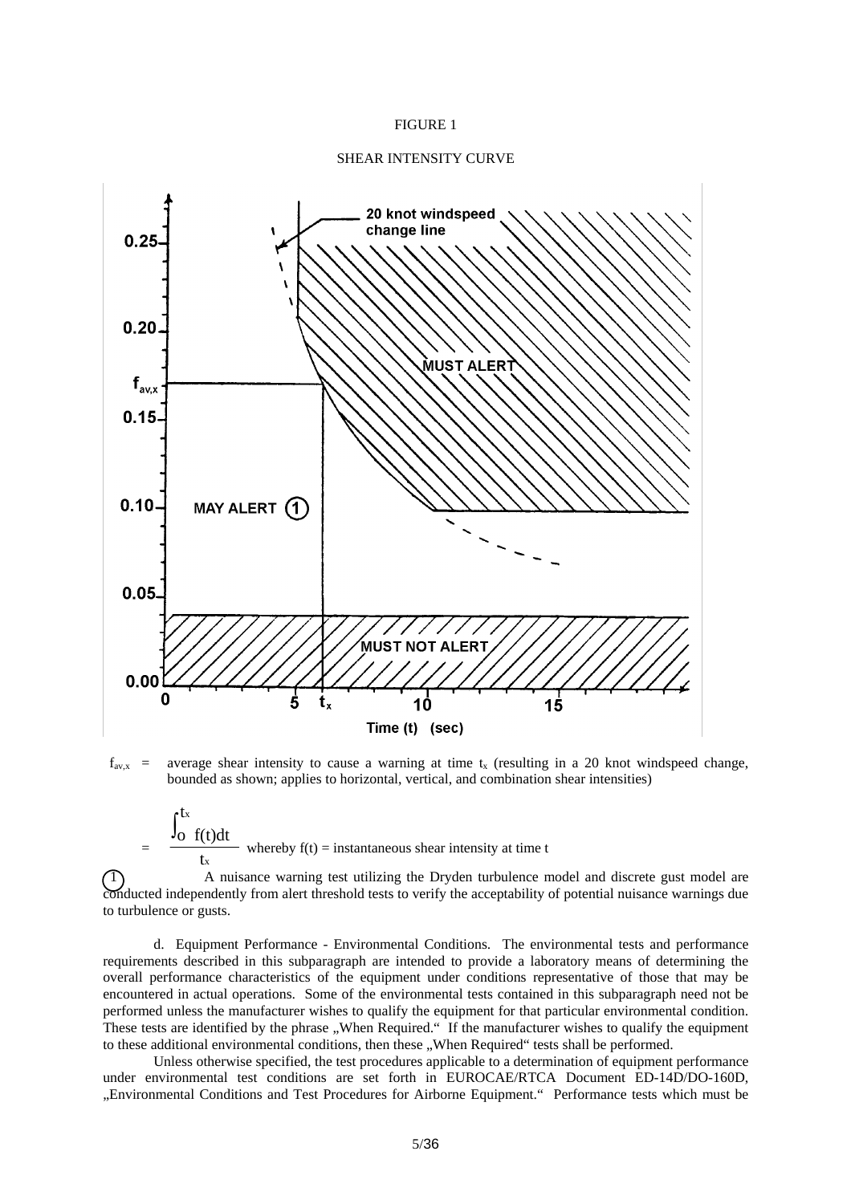FIGURE 1

SHEAR INTENSITY CURVE

$f_{av,x}$ = average shear intensity to cause a warning at time $t_x$ (resulting in a 20 knot windspeed change, bounded as shown; applies to horizontal, vertical, and combination shear intensities)

$$= \frac{\int_0^{t_x} f(t)dt}{t_x}$$ whereby $f(t)$ = instantaneous shear intensity at time t

(1) A nuisance warning test utilizing the Dryden turbulence model and discrete gust model are conducted independently from alert threshold tests to verify the acceptability of potential nuisance warnings due to turbulence or gusts.

d. Equipment Performance - Environmental Conditions. The environmental tests and performance requirements described in this subparagraph are intended to provide a laboratory means of determining the overall performance characteristics of the equipment under conditions representative of those that may be encountered in actual operations. Some of the environmental tests contained in this subparagraph need not be performed unless the manufacturer wishes to qualify the equipment for that particular environmental condition. These tests are identified by the phrase „When Required." If the manufacturer wishes to qualify the equipment to these additional environmental conditions, then these „When Required" tests shall be performed.

Unless otherwise specified, the test procedures applicable to a determination of equipment performance under environmental test conditions are set forth in EUROCAE/RTCA Document ED-14D/DO-160D, „Environmental Conditions and Test Procedures for Airborne Equipment." Performance tests which must be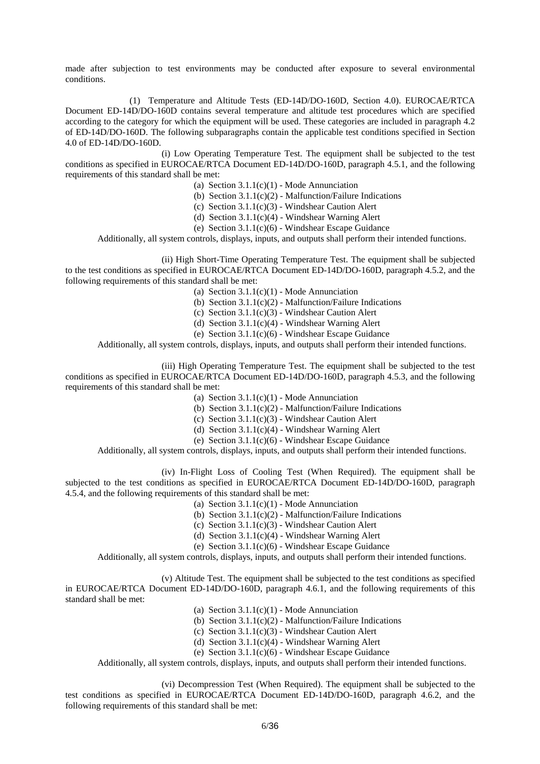made after subjection to test environments may be conducted after exposure to several environmental conditions.

(1) Temperature and Altitude Tests (ED-14D/DO-160D, Section 4.0). EUROCAE/RTCA Document ED-14D/DO-160D contains several temperature and altitude test procedures which are specified according to the category for which the equipment will be used. These categories are included in paragraph 4.2 of ED-14D/DO-160D. The following subparagraphs contain the applicable test conditions specified in Section 4.0 of ED-14D/DO-160D.

(i) Low Operating Temperature Test. The equipment shall be subjected to the test conditions as specified in EUROCAE/RTCA Document ED-14D/DO-160D, paragraph 4.5.1, and the following requirements of this standard shall be met:

(a) Section 3.1.1(c)(1) - Mode Annunciation
(b) Section 3.1.1(c)(2) - Malfunction/Failure Indications
(c) Section 3.1.1(c)(3) - Windshear Caution Alert
(d) Section 3.1.1(c)(4) - Windshear Warning Alert
(e) Section 3.1.1(c)(6) - Windshear Escape Guidance

Additionally, all system controls, displays, inputs, and outputs shall perform their intended functions.

(ii) High Short-Time Operating Temperature Test. The equipment shall be subjected to the test conditions as specified in EUROCAE/RTCA Document ED-14D/DO-160D, paragraph 4.5.2, and the following requirements of this standard shall be met:

(a) Section 3.1.1(c)(1) - Mode Annunciation
(b) Section 3.1.1(c)(2) - Malfunction/Failure Indications
(c) Section 3.1.1(c)(3) - Windshear Caution Alert
(d) Section 3.1.1(c)(4) - Windshear Warning Alert
(e) Section 3.1.1(c)(6) - Windshear Escape Guidance

Additionally, all system controls, displays, inputs, and outputs shall perform their intended functions.

(iii) High Operating Temperature Test. The equipment shall be subjected to the test conditions as specified in EUROCAE/RTCA Document ED-14D/DO-160D, paragraph 4.5.3, and the following requirements of this standard shall be met:

(a) Section 3.1.1(c)(1) - Mode Annunciation
(b) Section 3.1.1(c)(2) - Malfunction/Failure Indications
(c) Section 3.1.1(c)(3) - Windshear Caution Alert
(d) Section 3.1.1(c)(4) - Windshear Warning Alert
(e) Section 3.1.1(c)(6) - Windshear Escape Guidance

Additionally, all system controls, displays, inputs, and outputs shall perform their intended functions.

(iv) In-Flight Loss of Cooling Test (When Required). The equipment shall be subjected to the test conditions as specified in EUROCAE/RTCA Document ED-14D/DO-160D, paragraph 4.5.4, and the following requirements of this standard shall be met:

(a) Section 3.1.1(c)(1) - Mode Annunciation
(b) Section 3.1.1(c)(2) - Malfunction/Failure Indications
(c) Section 3.1.1(c)(3) - Windshear Caution Alert
(d) Section 3.1.1(c)(4) - Windshear Warning Alert
(e) Section 3.1.1(c)(6) - Windshear Escape Guidance

Additionally, all system controls, displays, inputs, and outputs shall perform their intended functions.

(v) Altitude Test. The equipment shall be subjected to the test conditions as specified in EUROCAE/RTCA Document ED-14D/DO-160D, paragraph 4.6.1, and the following requirements of this standard shall be met:

(a) Section 3.1.1(c)(1) - Mode Annunciation
(b) Section 3.1.1(c)(2) - Malfunction/Failure Indications
(c) Section 3.1.1(c)(3) - Windshear Caution Alert
(d) Section 3.1.1(c)(4) - Windshear Warning Alert
(e) Section 3.1.1(c)(6) - Windshear Escape Guidance

Additionally, all system controls, displays, inputs, and outputs shall perform their intended functions.

(vi) Decompression Test (When Required). The equipment shall be subjected to the test conditions as specified in EUROCAE/RTCA Document ED-14D/DO-160D, paragraph 4.6.2, and the following requirements of this standard shall be met: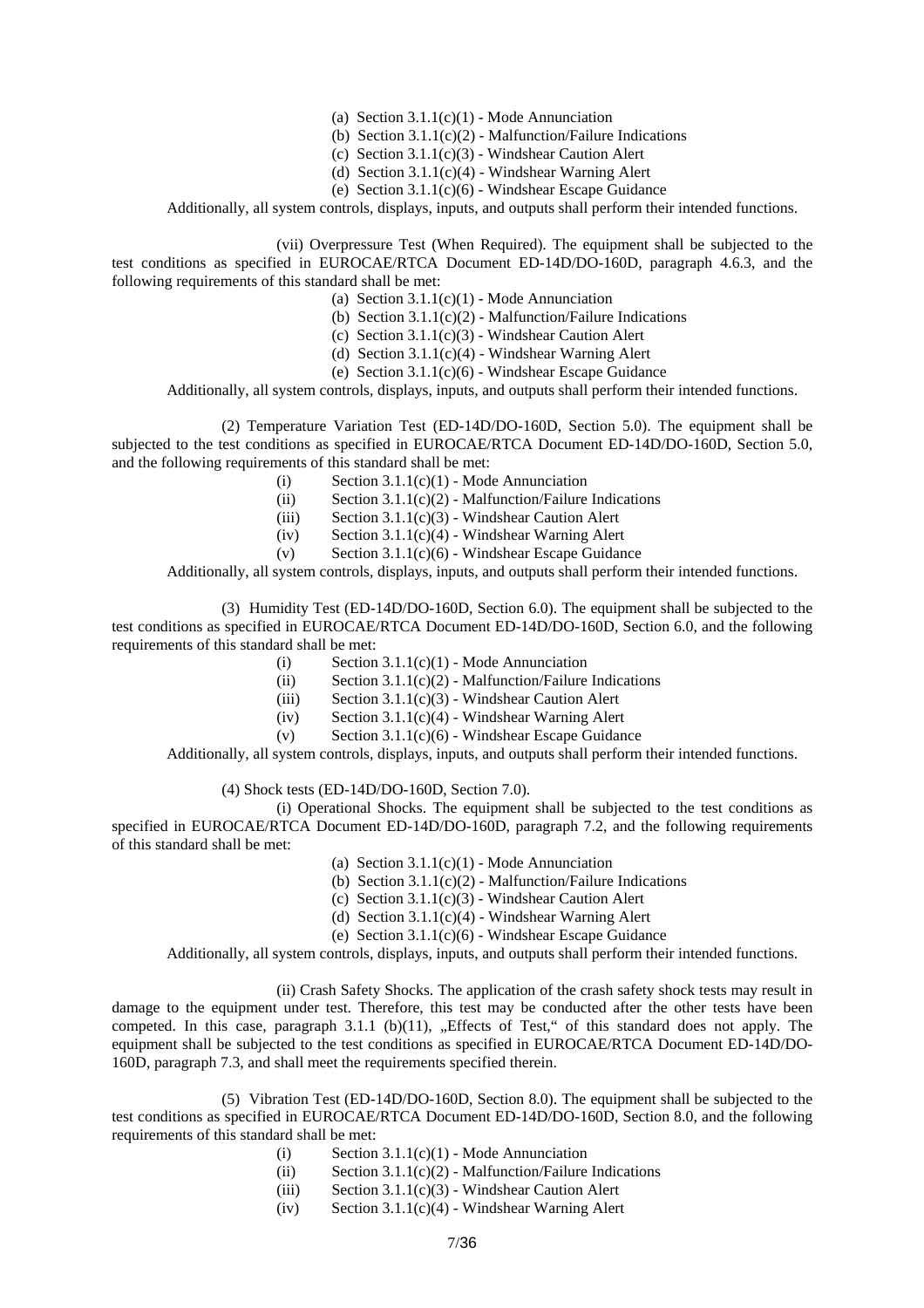(a) Section 3.1.1(c)(1) - Mode Annunciation
(b) Section 3.1.1(c)(2) - Malfunction/Failure Indications
(c) Section 3.1.1(c)(3) - Windshear Caution Alert
(d) Section 3.1.1(c)(4) - Windshear Warning Alert
(e) Section 3.1.1(c)(6) - Windshear Escape Guidance

Additionally, all system controls, displays, inputs, and outputs shall perform their intended functions.

(vii) Overpressure Test (When Required). The equipment shall be subjected to the test conditions as specified in EUROCAE/RTCA Document ED-14D/DO-160D, paragraph 4.6.3, and the following requirements of this standard shall be met:

(a) Section 3.1.1(c)(1) - Mode Annunciation
(b) Section 3.1.1(c)(2) - Malfunction/Failure Indications
(c) Section 3.1.1(c)(3) - Windshear Caution Alert
(d) Section 3.1.1(c)(4) - Windshear Warning Alert
(e) Section 3.1.1(c)(6) - Windshear Escape Guidance

Additionally, all system controls, displays, inputs, and outputs shall perform their intended functions.

(2) Temperature Variation Test (ED-14D/DO-160D, Section 5.0). The equipment shall be subjected to the test conditions as specified in EUROCAE/RTCA Document ED-14D/DO-160D, Section 5.0, and the following requirements of this standard shall be met:

(i) Section 3.1.1(c)(1) - Mode Annunciation
(ii) Section 3.1.1(c)(2) - Malfunction/Failure Indications
(iii) Section 3.1.1(c)(3) - Windshear Caution Alert
(iv) Section 3.1.1(c)(4) - Windshear Warning Alert
(v) Section 3.1.1(c)(6) - Windshear Escape Guidance

Additionally, all system controls, displays, inputs, and outputs shall perform their intended functions.

(3) Humidity Test (ED-14D/DO-160D, Section 6.0). The equipment shall be subjected to the test conditions as specified in EUROCAE/RTCA Document ED-14D/DO-160D, Section 6.0, and the following requirements of this standard shall be met:

(i) Section 3.1.1(c)(1) - Mode Annunciation
(ii) Section 3.1.1(c)(2) - Malfunction/Failure Indications
(iii) Section 3.1.1(c)(3) - Windshear Caution Alert
(iv) Section 3.1.1(c)(4) - Windshear Warning Alert
(v) Section 3.1.1(c)(6) - Windshear Escape Guidance

Additionally, all system controls, displays, inputs, and outputs shall perform their intended functions.

(4) Shock tests (ED-14D/DO-160D, Section 7.0).

(i) Operational Shocks. The equipment shall be subjected to the test conditions as specified in EUROCAE/RTCA Document ED-14D/DO-160D, paragraph 7.2, and the following requirements of this standard shall be met:

(a) Section 3.1.1(c)(1) - Mode Annunciation
(b) Section 3.1.1(c)(2) - Malfunction/Failure Indications
(c) Section 3.1.1(c)(3) - Windshear Caution Alert
(d) Section 3.1.1(c)(4) - Windshear Warning Alert
(e) Section 3.1.1(c)(6) - Windshear Escape Guidance

Additionally, all system controls, displays, inputs, and outputs shall perform their intended functions.

(ii) Crash Safety Shocks. The application of the crash safety shock tests may result in damage to the equipment under test. Therefore, this test may be conducted after the other tests have been competed. In this case, paragraph 3.1.1 (b)(11), „Effects of Test," of this standard does not apply. The equipment shall be subjected to the test conditions as specified in EUROCAE/RTCA Document ED-14D/DO-160D, paragraph 7.3, and shall meet the requirements specified therein.

(5) Vibration Test (ED-14D/DO-160D, Section 8.0). The equipment shall be subjected to the test conditions as specified in EUROCAE/RTCA Document ED-14D/DO-160D, Section 8.0, and the following requirements of this standard shall be met:

(i) Section 3.1.1(c)(1) - Mode Annunciation
(ii) Section 3.1.1(c)(2) - Malfunction/Failure Indications
(iii) Section 3.1.1(c)(3) - Windshear Caution Alert
(iv) Section 3.1.1(c)(4) - Windshear Warning Alert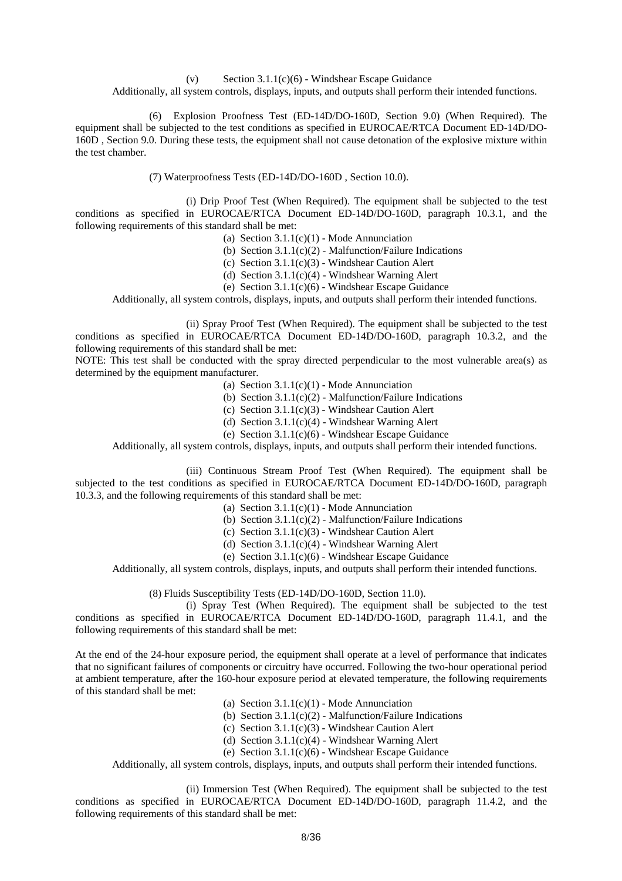(v) Section 3.1.1(c)(6) - Windshear Escape Guidance

Additionally, all system controls, displays, inputs, and outputs shall perform their intended functions.

(6) Explosion Proofness Test (ED-14D/DO-160D, Section 9.0) (When Required). The equipment shall be subjected to the test conditions as specified in EUROCAE/RTCA Document ED-14D/DO-160D , Section 9.0. During these tests, the equipment shall not cause detonation of the explosive mixture within the test chamber.

(7) Waterproofness Tests (ED-14D/DO-160D , Section 10.0).

(i) Drip Proof Test (When Required). The equipment shall be subjected to the test conditions as specified in EUROCAE/RTCA Document ED-14D/DO-160D, paragraph 10.3.1, and the following requirements of this standard shall be met:

(a) Section 3.1.1(c)(1) - Mode Annunciation
(b) Section 3.1.1(c)(2) - Malfunction/Failure Indications
(c) Section 3.1.1(c)(3) - Windshear Caution Alert
(d) Section 3.1.1(c)(4) - Windshear Warning Alert
(e) Section 3.1.1(c)(6) - Windshear Escape Guidance

Additionally, all system controls, displays, inputs, and outputs shall perform their intended functions.

(ii) Spray Proof Test (When Required). The equipment shall be subjected to the test conditions as specified in EUROCAE/RTCA Document ED-14D/DO-160D, paragraph 10.3.2, and the following requirements of this standard shall be met:

NOTE: This test shall be conducted with the spray directed perpendicular to the most vulnerable area(s) as determined by the equipment manufacturer.

(a) Section 3.1.1(c)(1) - Mode Annunciation
(b) Section 3.1.1(c)(2) - Malfunction/Failure Indications
(c) Section 3.1.1(c)(3) - Windshear Caution Alert
(d) Section 3.1.1(c)(4) - Windshear Warning Alert
(e) Section 3.1.1(c)(6) - Windshear Escape Guidance

Additionally, all system controls, displays, inputs, and outputs shall perform their intended functions.

(iii) Continuous Stream Proof Test (When Required). The equipment shall be subjected to the test conditions as specified in EUROCAE/RTCA Document ED-14D/DO-160D, paragraph 10.3.3, and the following requirements of this standard shall be met:

(a) Section 3.1.1(c)(1) - Mode Annunciation
(b) Section 3.1.1(c)(2) - Malfunction/Failure Indications
(c) Section 3.1.1(c)(3) - Windshear Caution Alert
(d) Section 3.1.1(c)(4) - Windshear Warning Alert
(e) Section 3.1.1(c)(6) - Windshear Escape Guidance

Additionally, all system controls, displays, inputs, and outputs shall perform their intended functions.

(8) Fluids Susceptibility Tests (ED-14D/DO-160D, Section 11.0).

(i) Spray Test (When Required). The equipment shall be subjected to the test conditions as specified in EUROCAE/RTCA Document ED-14D/DO-160D, paragraph 11.4.1, and the following requirements of this standard shall be met:

At the end of the 24-hour exposure period, the equipment shall operate at a level of performance that indicates that no significant failures of components or circuitry have occurred. Following the two-hour operational period at ambient temperature, after the 160-hour exposure period at elevated temperature, the following requirements of this standard shall be met:

(a) Section 3.1.1(c)(1) - Mode Annunciation
(b) Section 3.1.1(c)(2) - Malfunction/Failure Indications
(c) Section 3.1.1(c)(3) - Windshear Caution Alert
(d) Section 3.1.1(c)(4) - Windshear Warning Alert
(e) Section 3.1.1(c)(6) - Windshear Escape Guidance

Additionally, all system controls, displays, inputs, and outputs shall perform their intended functions.

(ii) Immersion Test (When Required). The equipment shall be subjected to the test conditions as specified in EUROCAE/RTCA Document ED-14D/DO-160D, paragraph 11.4.2, and the following requirements of this standard shall be met: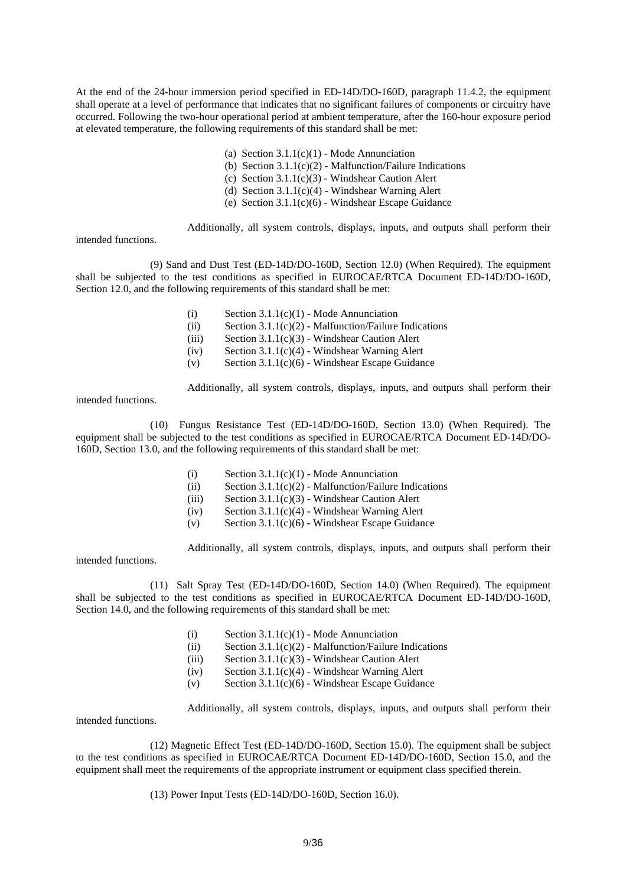At the end of the 24-hour immersion period specified in ED-14D/DO-160D, paragraph 11.4.2, the equipment shall operate at a level of performance that indicates that no significant failures of components or circuitry have occurred. Following the two-hour operational period at ambient temperature, after the 160-hour exposure period at elevated temperature, the following requirements of this standard shall be met:

- (a) Section 3.1.1(c)(1) - Mode Annunciation
- (b) Section 3.1.1(c)(2) - Malfunction/Failure Indications
- (c) Section 3.1.1(c)(3) - Windshear Caution Alert
- (d) Section 3.1.1(c)(4) - Windshear Warning Alert
- (e) Section 3.1.1(c)(6) - Windshear Escape Guidance

Additionally, all system controls, displays, inputs, and outputs shall perform their intended functions.

(9) Sand and Dust Test (ED-14D/DO-160D, Section 12.0) (When Required). The equipment shall be subjected to the test conditions as specified in EUROCAE/RTCA Document ED-14D/DO-160D, Section 12.0, and the following requirements of this standard shall be met:

- (i) Section 3.1.1(c)(1) - Mode Annunciation
- (ii) Section 3.1.1(c)(2) - Malfunction/Failure Indications
- (iii) Section 3.1.1(c)(3) - Windshear Caution Alert
- (iv) Section 3.1.1(c)(4) - Windshear Warning Alert
- (v) Section 3.1.1(c)(6) - Windshear Escape Guidance

Additionally, all system controls, displays, inputs, and outputs shall perform their intended functions.

(10) Fungus Resistance Test (ED-14D/DO-160D, Section 13.0) (When Required). The equipment shall be subjected to the test conditions as specified in EUROCAE/RTCA Document ED-14D/DO-160D, Section 13.0, and the following requirements of this standard shall be met:

- (i) Section 3.1.1(c)(1) - Mode Annunciation
- (ii) Section 3.1.1(c)(2) - Malfunction/Failure Indications
- (iii) Section 3.1.1(c)(3) - Windshear Caution Alert
- (iv) Section 3.1.1(c)(4) - Windshear Warning Alert
- (v) Section 3.1.1(c)(6) - Windshear Escape Guidance

Additionally, all system controls, displays, inputs, and outputs shall perform their intended functions.

(11) Salt Spray Test (ED-14D/DO-160D, Section 14.0) (When Required). The equipment shall be subjected to the test conditions as specified in EUROCAE/RTCA Document ED-14D/DO-160D, Section 14.0, and the following requirements of this standard shall be met:

- (i) Section 3.1.1(c)(1) - Mode Annunciation
- (ii) Section 3.1.1(c)(2) - Malfunction/Failure Indications
- (iii) Section 3.1.1(c)(3) - Windshear Caution Alert
- (iv) Section 3.1.1(c)(4) - Windshear Warning Alert
- (v) Section 3.1.1(c)(6) - Windshear Escape Guidance

Additionally, all system controls, displays, inputs, and outputs shall perform their intended functions.

(12) Magnetic Effect Test (ED-14D/DO-160D, Section 15.0). The equipment shall be subject to the test conditions as specified in EUROCAE/RTCA Document ED-14D/DO-160D, Section 15.0, and the equipment shall meet the requirements of the appropriate instrument or equipment class specified therein.

(13) Power Input Tests (ED-14D/DO-160D, Section 16.0).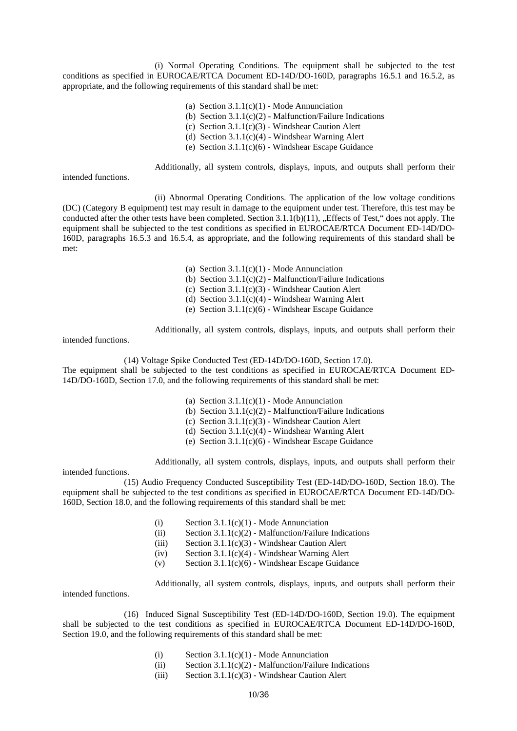(i) Normal Operating Conditions. The equipment shall be subjected to the test conditions as specified in EUROCAE/RTCA Document ED-14D/DO-160D, paragraphs 16.5.1 and 16.5.2, as appropriate, and the following requirements of this standard shall be met:

- (a) Section 3.1.1(c)(1) - Mode Annunciation
- (b) Section 3.1.1(c)(2) - Malfunction/Failure Indications
- (c) Section 3.1.1(c)(3) - Windshear Caution Alert
- (d) Section 3.1.1(c)(4) - Windshear Warning Alert
- (e) Section 3.1.1(c)(6) - Windshear Escape Guidance

Additionally, all system controls, displays, inputs, and outputs shall perform their intended functions.

(ii) Abnormal Operating Conditions. The application of the low voltage conditions (DC) (Category B equipment) test may result in damage to the equipment under test. Therefore, this test may be conducted after the other tests have been completed. Section 3.1.1(b)(11), „Effects of Test," does not apply. The equipment shall be subjected to the test conditions as specified in EUROCAE/RTCA Document ED-14D/DO-160D, paragraphs 16.5.3 and 16.5.4, as appropriate, and the following requirements of this standard shall be met:

- (a) Section 3.1.1(c)(1) - Mode Annunciation
- (b) Section 3.1.1(c)(2) - Malfunction/Failure Indications
- (c) Section 3.1.1(c)(3) - Windshear Caution Alert
- (d) Section 3.1.1(c)(4) - Windshear Warning Alert
- (e) Section 3.1.1(c)(6) - Windshear Escape Guidance

Additionally, all system controls, displays, inputs, and outputs shall perform their intended functions.

(14) Voltage Spike Conducted Test (ED-14D/DO-160D, Section 17.0).
The equipment shall be subjected to the test conditions as specified in EUROCAE/RTCA Document ED-14D/DO-160D, Section 17.0, and the following requirements of this standard shall be met:

- (a) Section 3.1.1(c)(1) - Mode Annunciation
- (b) Section 3.1.1(c)(2) - Malfunction/Failure Indications
- (c) Section 3.1.1(c)(3) - Windshear Caution Alert
- (d) Section 3.1.1(c)(4) - Windshear Warning Alert
- (e) Section 3.1.1(c)(6) - Windshear Escape Guidance

Additionally, all system controls, displays, inputs, and outputs shall perform their intended functions.

(15) Audio Frequency Conducted Susceptibility Test (ED-14D/DO-160D, Section 18.0). The equipment shall be subjected to the test conditions as specified in EUROCAE/RTCA Document ED-14D/DO-160D, Section 18.0, and the following requirements of this standard shall be met:

- (i) Section 3.1.1(c)(1) - Mode Annunciation
- (ii) Section 3.1.1(c)(2) - Malfunction/Failure Indications
- (iii) Section 3.1.1(c)(3) - Windshear Caution Alert
- (iv) Section 3.1.1(c)(4) - Windshear Warning Alert
- (v) Section 3.1.1(c)(6) - Windshear Escape Guidance

Additionally, all system controls, displays, inputs, and outputs shall perform their intended functions.

(16) Induced Signal Susceptibility Test (ED-14D/DO-160D, Section 19.0). The equipment shall be subjected to the test conditions as specified in EUROCAE/RTCA Document ED-14D/DO-160D, Section 19.0, and the following requirements of this standard shall be met:

- (i) Section 3.1.1(c)(1) - Mode Annunciation
- (ii) Section 3.1.1(c)(2) - Malfunction/Failure Indications
- (iii) Section 3.1.1(c)(3) - Windshear Caution Alert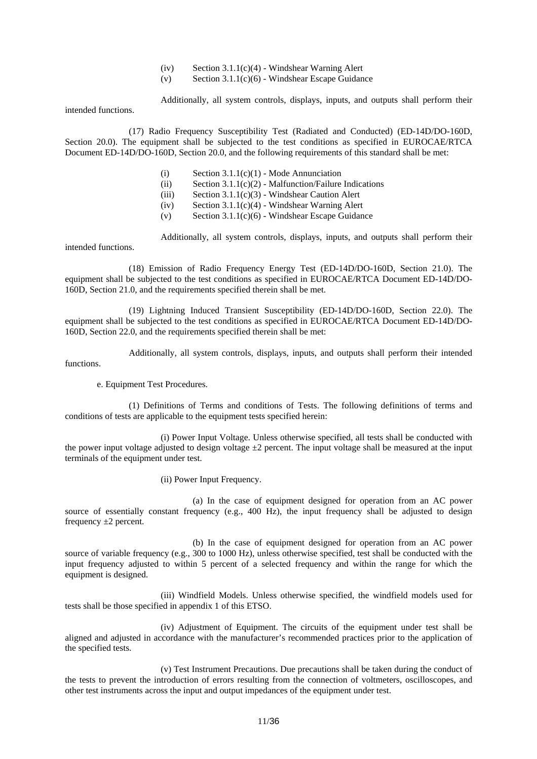(iv) Section 3.1.1(c)(4) - Windshear Warning Alert
(v) Section 3.1.1(c)(6) - Windshear Escape Guidance

Additionally, all system controls, displays, inputs, and outputs shall perform their intended functions.

(17) Radio Frequency Susceptibility Test (Radiated and Conducted) (ED-14D/DO-160D, Section 20.0). The equipment shall be subjected to the test conditions as specified in EUROCAE/RTCA Document ED-14D/DO-160D, Section 20.0, and the following requirements of this standard shall be met:

(i) Section 3.1.1(c)(1) - Mode Annunciation
(ii) Section 3.1.1(c)(2) - Malfunction/Failure Indications
(iii) Section 3.1.1(c)(3) - Windshear Caution Alert
(iv) Section 3.1.1(c)(4) - Windshear Warning Alert
(v) Section 3.1.1(c)(6) - Windshear Escape Guidance

Additionally, all system controls, displays, inputs, and outputs shall perform their intended functions.

(18) Emission of Radio Frequency Energy Test (ED-14D/DO-160D, Section 21.0). The equipment shall be subjected to the test conditions as specified in EUROCAE/RTCA Document ED-14D/DO-160D, Section 21.0, and the requirements specified therein shall be met.

(19) Lightning Induced Transient Susceptibility (ED-14D/DO-160D, Section 22.0). The equipment shall be subjected to the test conditions as specified in EUROCAE/RTCA Document ED-14D/DO-160D, Section 22.0, and the requirements specified therein shall be met:

Additionally, all system controls, displays, inputs, and outputs shall perform their intended functions.

e. Equipment Test Procedures.

(1) Definitions of Terms and conditions of Tests. The following definitions of terms and conditions of tests are applicable to the equipment tests specified herein:

(i) Power Input Voltage. Unless otherwise specified, all tests shall be conducted with the power input voltage adjusted to design voltage ±2 percent. The input voltage shall be measured at the input terminals of the equipment under test.

(ii) Power Input Frequency.

(a) In the case of equipment designed for operation from an AC power source of essentially constant frequency (e.g., 400 Hz), the input frequency shall be adjusted to design frequency ±2 percent.

(b) In the case of equipment designed for operation from an AC power source of variable frequency (e.g., 300 to 1000 Hz), unless otherwise specified, test shall be conducted with the input frequency adjusted to within 5 percent of a selected frequency and within the range for which the equipment is designed.

(iii) Windfield Models. Unless otherwise specified, the windfield models used for tests shall be those specified in appendix 1 of this ETSO.

(iv) Adjustment of Equipment. The circuits of the equipment under test shall be aligned and adjusted in accordance with the manufacturer's recommended practices prior to the application of the specified tests.

(v) Test Instrument Precautions. Due precautions shall be taken during the conduct of the tests to prevent the introduction of errors resulting from the connection of voltmeters, oscilloscopes, and other test instruments across the input and output impedances of the equipment under test.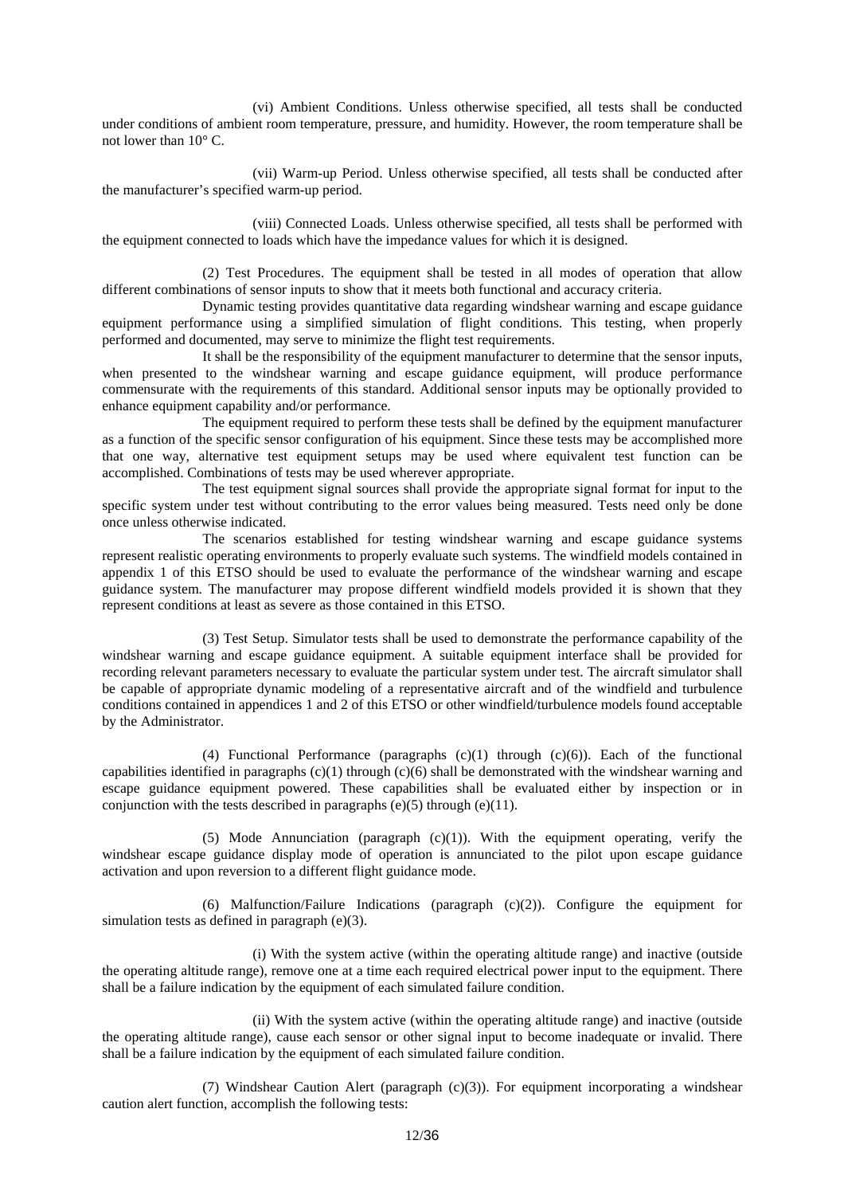(vi) Ambient Conditions. Unless otherwise specified, all tests shall be conducted under conditions of ambient room temperature, pressure, and humidity. However, the room temperature shall be not lower than 10° C.

(vii) Warm-up Period. Unless otherwise specified, all tests shall be conducted after the manufacturer's specified warm-up period.

(viii) Connected Loads. Unless otherwise specified, all tests shall be performed with the equipment connected to loads which have the impedance values for which it is designed.

(2) Test Procedures. The equipment shall be tested in all modes of operation that allow different combinations of sensor inputs to show that it meets both functional and accuracy criteria.

Dynamic testing provides quantitative data regarding windshear warning and escape guidance equipment performance using a simplified simulation of flight conditions. This testing, when properly performed and documented, may serve to minimize the flight test requirements.

It shall be the responsibility of the equipment manufacturer to determine that the sensor inputs, when presented to the windshear warning and escape guidance equipment, will produce performance commensurate with the requirements of this standard. Additional sensor inputs may be optionally provided to enhance equipment capability and/or performance.

The equipment required to perform these tests shall be defined by the equipment manufacturer as a function of the specific sensor configuration of his equipment. Since these tests may be accomplished more that one way, alternative test equipment setups may be used where equivalent test function can be accomplished. Combinations of tests may be used wherever appropriate.

The test equipment signal sources shall provide the appropriate signal format for input to the specific system under test without contributing to the error values being measured. Tests need only be done once unless otherwise indicated.

The scenarios established for testing windshear warning and escape guidance systems represent realistic operating environments to properly evaluate such systems. The windfield models contained in appendix 1 of this ETSO should be used to evaluate the performance of the windshear warning and escape guidance system. The manufacturer may propose different windfield models provided it is shown that they represent conditions at least as severe as those contained in this ETSO.

(3) Test Setup. Simulator tests shall be used to demonstrate the performance capability of the windshear warning and escape guidance equipment. A suitable equipment interface shall be provided for recording relevant parameters necessary to evaluate the particular system under test. The aircraft simulator shall be capable of appropriate dynamic modeling of a representative aircraft and of the windfield and turbulence conditions contained in appendices 1 and 2 of this ETSO or other windfield/turbulence models found acceptable by the Administrator.

(4) Functional Performance (paragraphs (c)(1) through (c)(6)). Each of the functional capabilities identified in paragraphs (c)(1) through (c)(6) shall be demonstrated with the windshear warning and escape guidance equipment powered. These capabilities shall be evaluated either by inspection or in conjunction with the tests described in paragraphs (e)(5) through (e)(11).

(5) Mode Annunciation (paragraph (c)(1)). With the equipment operating, verify the windshear escape guidance display mode of operation is annunciated to the pilot upon escape guidance activation and upon reversion to a different flight guidance mode.

(6) Malfunction/Failure Indications (paragraph (c)(2)). Configure the equipment for simulation tests as defined in paragraph (e)(3).

(i) With the system active (within the operating altitude range) and inactive (outside the operating altitude range), remove one at a time each required electrical power input to the equipment. There shall be a failure indication by the equipment of each simulated failure condition.

(ii) With the system active (within the operating altitude range) and inactive (outside the operating altitude range), cause each sensor or other signal input to become inadequate or invalid. There shall be a failure indication by the equipment of each simulated failure condition.

(7) Windshear Caution Alert (paragraph (c)(3)). For equipment incorporating a windshear caution alert function, accomplish the following tests: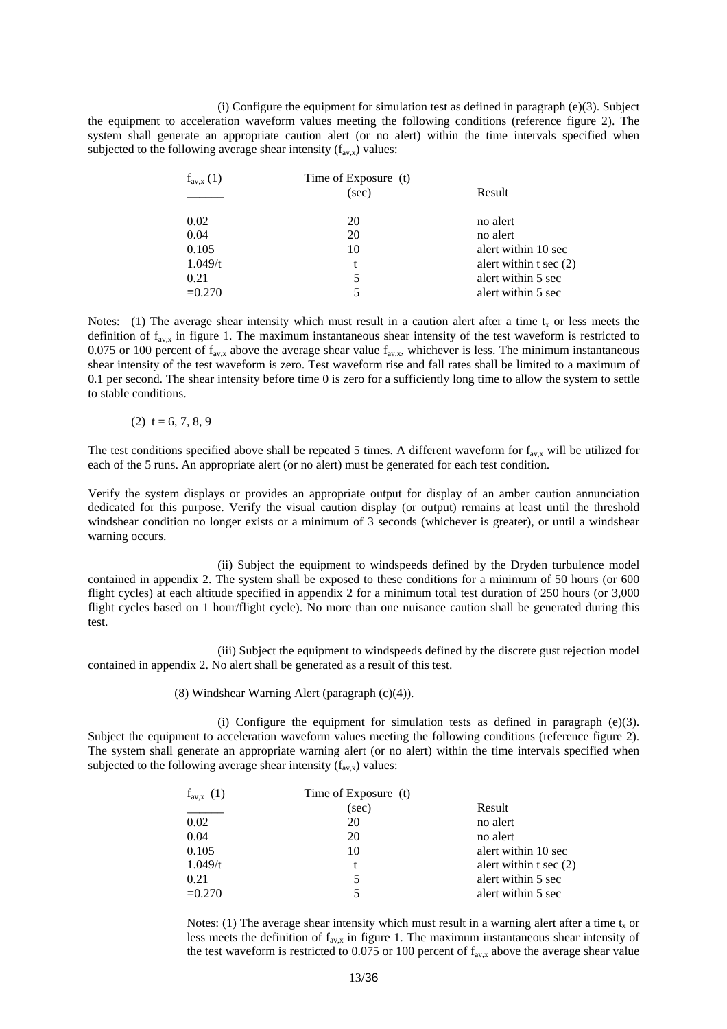(i) Configure the equipment for simulation test as defined in paragraph (e)(3). Subject the equipment to acceleration waveform values meeting the following conditions (reference figure 2). The system shall generate an appropriate caution alert (or no alert) within the time intervals specified when subjected to the following average shear intensity ($f_{av,x}$) values:

| $f_{av,x}$ (1) | Time of Exposure (t) (sec) | Result |
|---|---|---|
| 0.02 | 20 | no alert |
| 0.04 | 20 | no alert |
| 0.105 | 10 | alert within 10 sec |
| 1.049/t | t | alert within t sec (2) |
| 0.21 | 5 | alert within 5 sec |
| =0.270 | 5 | alert within 5 sec |

Notes: (1) The average shear intensity which must result in a caution alert after a time $t_x$ or less meets the definition of $f_{av,x}$ in figure 1. The maximum instantaneous shear intensity of the test waveform is restricted to 0.075 or 100 percent of $f_{av,x}$ above the average shear value $f_{av,x}$, whichever is less. The minimum instantaneous shear intensity of the test waveform is zero. Test waveform rise and fall rates shall be limited to a maximum of 0.1 per second. The shear intensity before time 0 is zero for a sufficiently long time to allow the system to settle to stable conditions.

(2) t = 6, 7, 8, 9

The test conditions specified above shall be repeated 5 times. A different waveform for $f_{av,x}$ will be utilized for each of the 5 runs. An appropriate alert (or no alert) must be generated for each test condition.

Verify the system displays or provides an appropriate output for display of an amber caution annunciation dedicated for this purpose. Verify the visual caution display (or output) remains at least until the threshold windshear condition no longer exists or a minimum of 3 seconds (whichever is greater), or until a windshear warning occurs.

(ii) Subject the equipment to windspeeds defined by the Dryden turbulence model contained in appendix 2. The system shall be exposed to these conditions for a minimum of 50 hours (or 600 flight cycles) at each altitude specified in appendix 2 for a minimum total test duration of 250 hours (or 3,000 flight cycles based on 1 hour/flight cycle). No more than one nuisance caution shall be generated during this test.

(iii) Subject the equipment to windspeeds defined by the discrete gust rejection model contained in appendix 2. No alert shall be generated as a result of this test.

(8) Windshear Warning Alert (paragraph (c)(4)).

(i) Configure the equipment for simulation tests as defined in paragraph (e)(3). Subject the equipment to acceleration waveform values meeting the following conditions (reference figure 2). The system shall generate an appropriate warning alert (or no alert) within the time intervals specified when subjected to the following average shear intensity ($f_{av,x}$) values:

| $f_{av,x}$ (1) | Time of Exposure (t) (sec) | Result |
|---|---|---|
| 0.02 | 20 | no alert |
| 0.04 | 20 | no alert |
| 0.105 | 10 | alert within 10 sec |
| 1.049/t | t | alert within t sec (2) |
| 0.21 | 5 | alert within 5 sec |
| =0.270 | 5 | alert within 5 sec |

Notes: (1) The average shear intensity which must result in a warning alert after a time $t_x$ or less meets the definition of $f_{av,x}$ in figure 1. The maximum instantaneous shear intensity of the test waveform is restricted to 0.075 or 100 percent of $f_{av,x}$ above the average shear value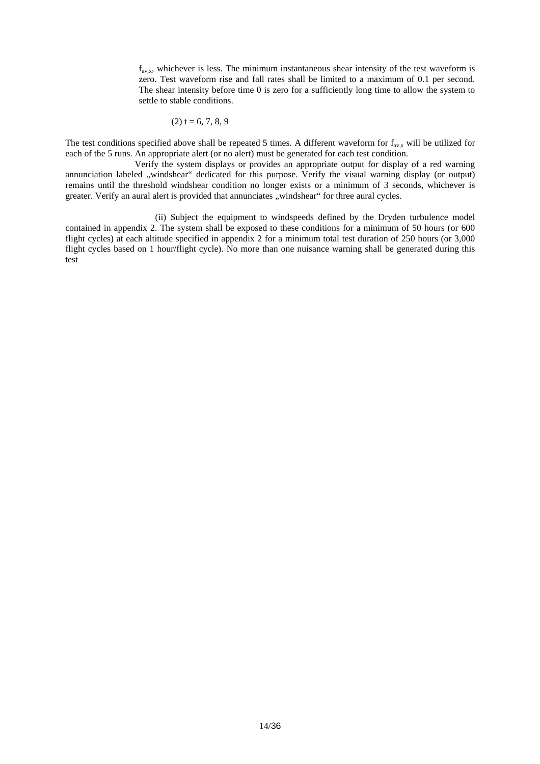$f_{av,x}$, whichever is less. The minimum instantaneous shear intensity of the test waveform is zero. Test waveform rise and fall rates shall be limited to a maximum of 0.1 per second. The shear intensity before time 0 is zero for a sufficiently long time to allow the system to settle to stable conditions.

(2) t = 6, 7, 8, 9

The test conditions specified above shall be repeated 5 times. A different waveform for $f_{av,x}$ will be utilized for each of the 5 runs. An appropriate alert (or no alert) must be generated for each test condition.

Verify the system displays or provides an appropriate output for display of a red warning annunciation labeled „windshear" dedicated for this purpose. Verify the visual warning display (or output) remains until the threshold windshear condition no longer exists or a minimum of 3 seconds, whichever is greater. Verify an aural alert is provided that annunciates „windshear" for three aural cycles.

(ii) Subject the equipment to windspeeds defined by the Dryden turbulence model contained in appendix 2. The system shall be exposed to these conditions for a minimum of 50 hours (or 600 flight cycles) at each altitude specified in appendix 2 for a minimum total test duration of 250 hours (or 3,000 flight cycles based on 1 hour/flight cycle). No more than one nuisance warning shall be generated during this test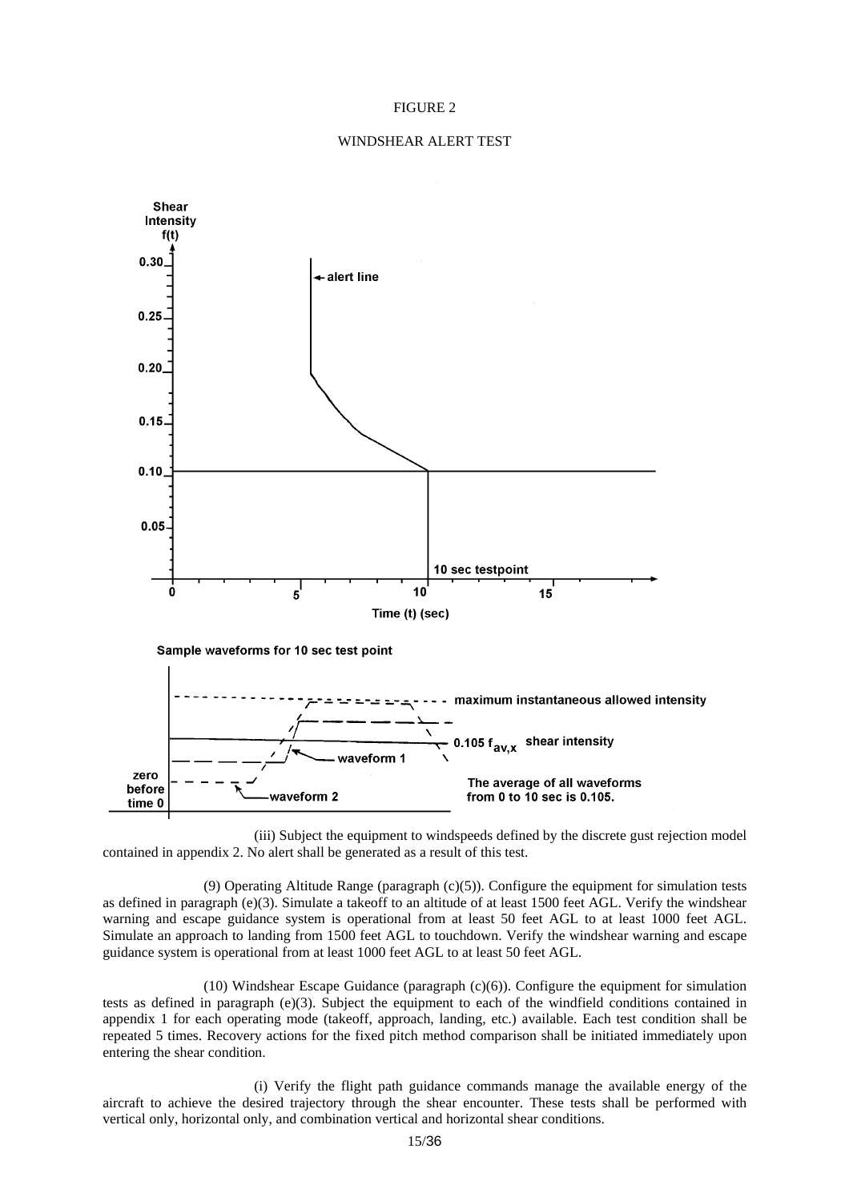FIGURE 2

WINDSHEAR ALERT TEST

Shear Intensity f(t)

0.30, 0.25, 0.20, 0.15, 0.10, 0.05

alert line

10 sec testpoint

0, 5, 10, 15

Time (t) (sec)

Sample waveforms for 10 sec test point

maximum instantaneous allowed intensity

$0.105\ f_{av,x}$ shear intensity

waveform 1

zero before time 0

waveform 2

The average of all waveforms from 0 to 10 sec is 0.105.

(iii) Subject the equipment to windspeeds defined by the discrete gust rejection model contained in appendix 2. No alert shall be generated as a result of this test.

(9) Operating Altitude Range (paragraph (c)(5)). Configure the equipment for simulation tests as defined in paragraph (e)(3). Simulate a takeoff to an altitude of at least 1500 feet AGL. Verify the windshear warning and escape guidance system is operational from at least 50 feet AGL to at least 1000 feet AGL. Simulate an approach to landing from 1500 feet AGL to touchdown. Verify the windshear warning and escape guidance system is operational from at least 1000 feet AGL to at least 50 feet AGL.

(10) Windshear Escape Guidance (paragraph (c)(6)). Configure the equipment for simulation tests as defined in paragraph (e)(3). Subject the equipment to each of the windfield conditions contained in appendix 1 for each operating mode (takeoff, approach, landing, etc.) available. Each test condition shall be repeated 5 times. Recovery actions for the fixed pitch method comparison shall be initiated immediately upon entering the shear condition.

(i) Verify the flight path guidance commands manage the available energy of the aircraft to achieve the desired trajectory through the shear encounter. These tests shall be performed with vertical only, horizontal only, and combination vertical and horizontal shear conditions.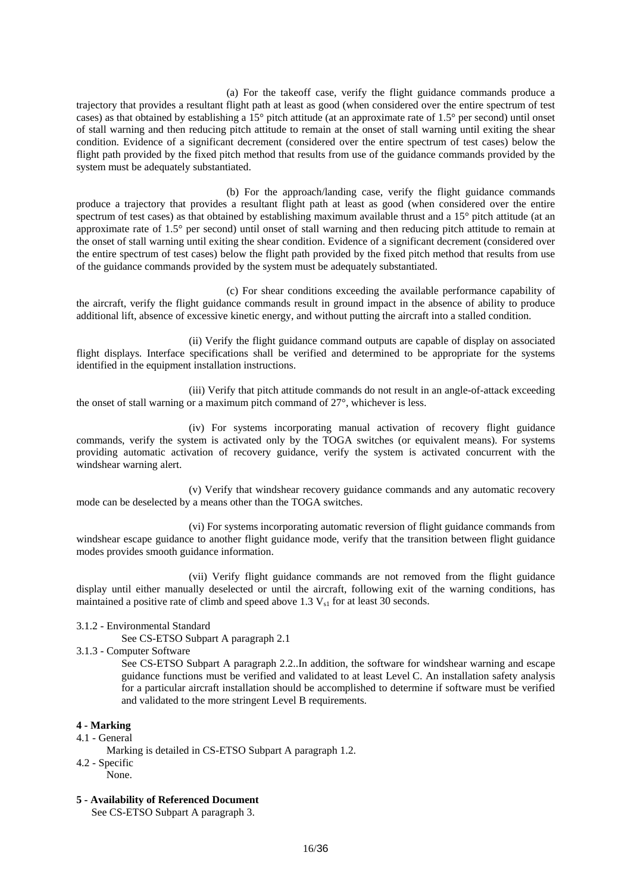(a) For the takeoff case, verify the flight guidance commands produce a trajectory that provides a resultant flight path at least as good (when considered over the entire spectrum of test cases) as that obtained by establishing a 15° pitch attitude (at an approximate rate of 1.5° per second) until onset of stall warning and then reducing pitch attitude to remain at the onset of stall warning until exiting the shear condition. Evidence of a significant decrement (considered over the entire spectrum of test cases) below the flight path provided by the fixed pitch method that results from use of the guidance commands provided by the system must be adequately substantiated.

(b) For the approach/landing case, verify the flight guidance commands produce a trajectory that provides a resultant flight path at least as good (when considered over the entire spectrum of test cases) as that obtained by establishing maximum available thrust and a 15° pitch attitude (at an approximate rate of 1.5° per second) until onset of stall warning and then reducing pitch attitude to remain at the onset of stall warning until exiting the shear condition. Evidence of a significant decrement (considered over the entire spectrum of test cases) below the flight path provided by the fixed pitch method that results from use of the guidance commands provided by the system must be adequately substantiated.

(c) For shear conditions exceeding the available performance capability of the aircraft, verify the flight guidance commands result in ground impact in the absence of ability to produce additional lift, absence of excessive kinetic energy, and without putting the aircraft into a stalled condition.

(ii) Verify the flight guidance command outputs are capable of display on associated flight displays. Interface specifications shall be verified and determined to be appropriate for the systems identified in the equipment installation instructions.

(iii) Verify that pitch attitude commands do not result in an angle-of-attack exceeding the onset of stall warning or a maximum pitch command of 27°, whichever is less.

(iv) For systems incorporating manual activation of recovery flight guidance commands, verify the system is activated only by the TOGA switches (or equivalent means). For systems providing automatic activation of recovery guidance, verify the system is activated concurrent with the windshear warning alert.

(v) Verify that windshear recovery guidance commands and any automatic recovery mode can be deselected by a means other than the TOGA switches.

(vi) For systems incorporating automatic reversion of flight guidance commands from windshear escape guidance to another flight guidance mode, verify that the transition between flight guidance modes provides smooth guidance information.

(vii) Verify flight guidance commands are not removed from the flight guidance display until either manually deselected or until the aircraft, following exit of the warning conditions, has maintained a positive rate of climb and speed above 1.3 $V_{s1}$ for at least 30 seconds.

3.1.2 - Environmental Standard

See CS-ETSO Subpart A paragraph 2.1

3.1.3 - Computer Software

See CS-ETSO Subpart A paragraph 2.2..In addition, the software for windshear warning and escape guidance functions must be verified and validated to at least Level C. An installation safety analysis for a particular aircraft installation should be accomplished to determine if software must be verified and validated to the more stringent Level B requirements.

**4 - Marking**

4.1 - General

Marking is detailed in CS-ETSO Subpart A paragraph 1.2.

4.2 - Specific

None.

**5 - Availability of Referenced Document**

See CS-ETSO Subpart A paragraph 3.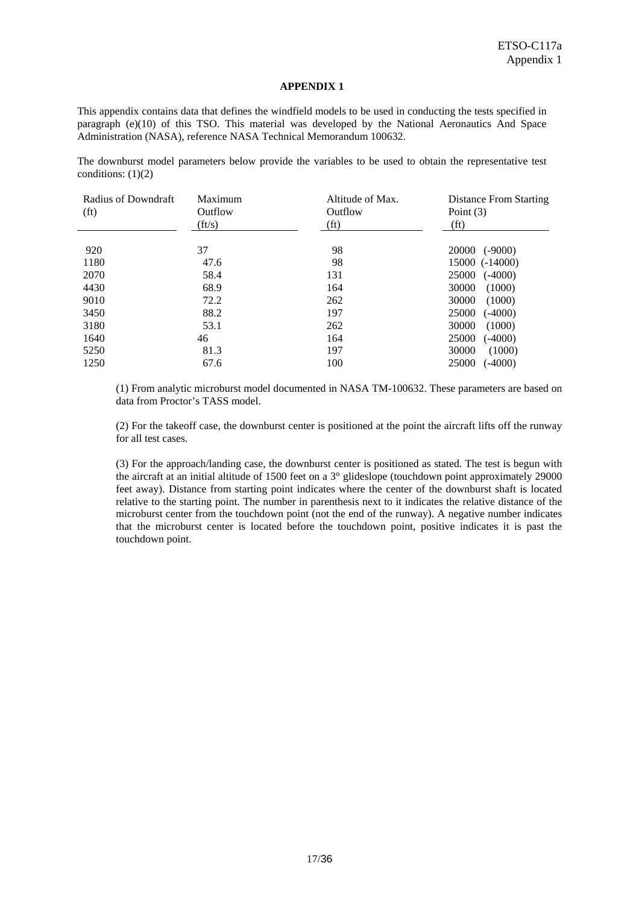## APPENDIX 1

This appendix contains data that defines the windfield models to be used in conducting the tests specified in paragraph (e)(10) of this TSO. This material was developed by the National Aeronautics And Space Administration (NASA), reference NASA Technical Memorandum 100632.

The downburst model parameters below provide the variables to be used to obtain the representative test conditions: (1)(2)

| Radius of Downdraft (ft) | Maximum Outflow (ft/s) | Altitude of Max. Outflow (ft) | Distance From Starting Point (3) (ft) |
|---|---|---|---|
| 920 | 37 | 98 | 20000 (-9000) |
| 1180 | 47.6 | 98 | 15000 (-14000) |
| 2070 | 58.4 | 131 | 25000 (-4000) |
| 4430 | 68.9 | 164 | 30000 (1000) |
| 9010 | 72.2 | 262 | 30000 (1000) |
| 3450 | 88.2 | 197 | 25000 (-4000) |
| 3180 | 53.1 | 262 | 30000 (1000) |
| 1640 | 46 | 164 | 25000 (-4000) |
| 5250 | 81.3 | 197 | 30000 (1000) |
| 1250 | 67.6 | 100 | 25000 (-4000) |

(1) From analytic microburst model documented in NASA TM-100632. These parameters are based on data from Proctor's TASS model.

(2) For the takeoff case, the downburst center is positioned at the point the aircraft lifts off the runway for all test cases.

(3) For the approach/landing case, the downburst center is positioned as stated. The test is begun with the aircraft at an initial altitude of 1500 feet on a 3° glideslope (touchdown point approximately 29000 feet away). Distance from starting point indicates where the center of the downburst shaft is located relative to the starting point. The number in parenthesis next to it indicates the relative distance of the microburst center from the touchdown point (not the end of the runway). A negative number indicates that the microburst center is located before the touchdown point, positive indicates it is past the touchdown point.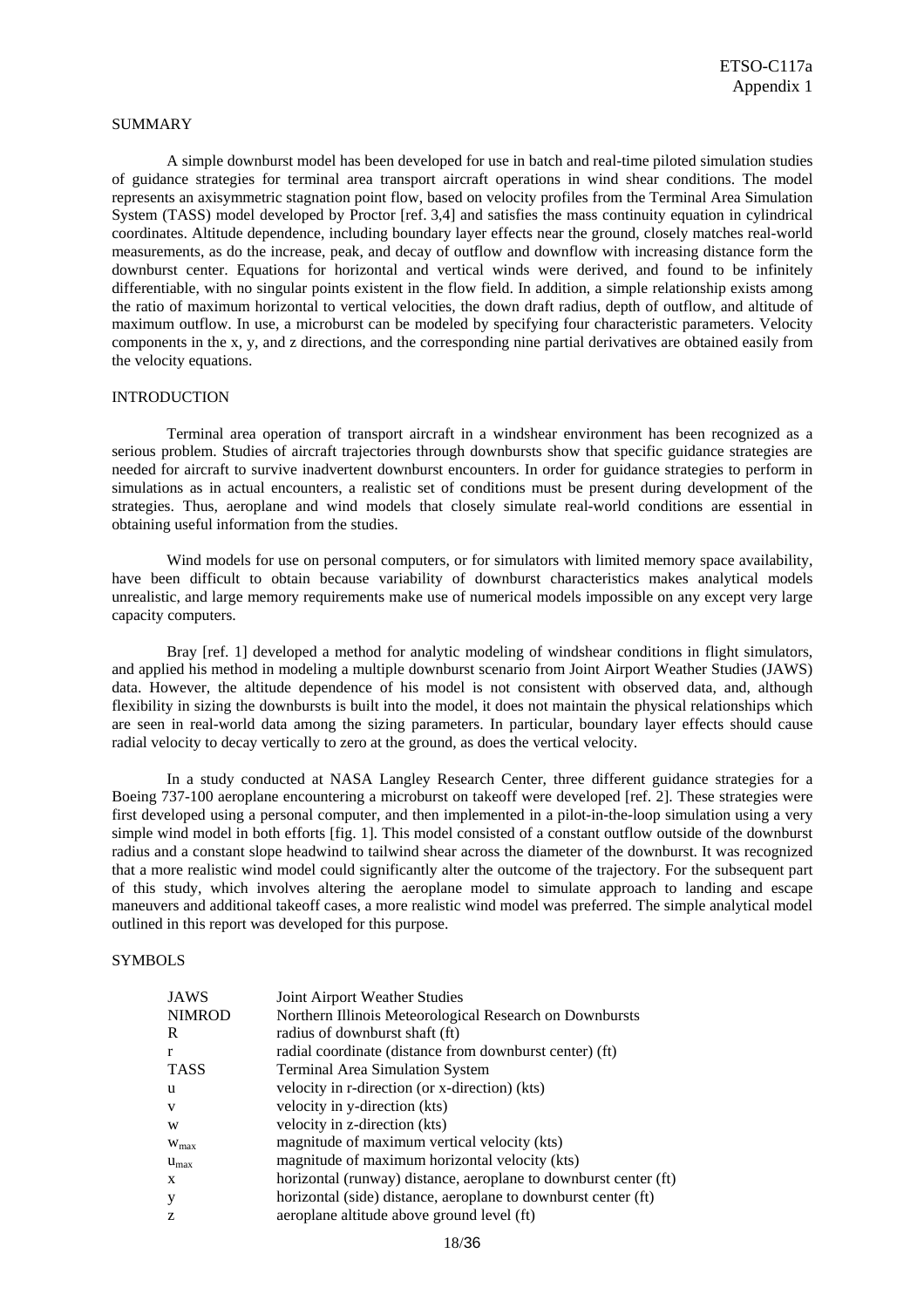## SUMMARY

A simple downburst model has been developed for use in batch and real-time piloted simulation studies of guidance strategies for terminal area transport aircraft operations in wind shear conditions. The model represents an axisymmetric stagnation point flow, based on velocity profiles from the Terminal Area Simulation System (TASS) model developed by Proctor [ref. 3,4] and satisfies the mass continuity equation in cylindrical coordinates. Altitude dependence, including boundary layer effects near the ground, closely matches real-world measurements, as do the increase, peak, and decay of outflow and downflow with increasing distance form the downburst center. Equations for horizontal and vertical winds were derived, and found to be infinitely differentiable, with no singular points existent in the flow field. In addition, a simple relationship exists among the ratio of maximum horizontal to vertical velocities, the down draft radius, depth of outflow, and altitude of maximum outflow. In use, a microburst can be modeled by specifying four characteristic parameters. Velocity components in the x, y, and z directions, and the corresponding nine partial derivatives are obtained easily from the velocity equations.

## INTRODUCTION

Terminal area operation of transport aircraft in a windshear environment has been recognized as a serious problem. Studies of aircraft trajectories through downbursts show that specific guidance strategies are needed for aircraft to survive inadvertent downburst encounters. In order for guidance strategies to perform in simulations as in actual encounters, a realistic set of conditions must be present during development of the strategies. Thus, aeroplane and wind models that closely simulate real-world conditions are essential in obtaining useful information from the studies.

Wind models for use on personal computers, or for simulators with limited memory space availability, have been difficult to obtain because variability of downburst characteristics makes analytical models unrealistic, and large memory requirements make use of numerical models impossible on any except very large capacity computers.

Bray [ref. 1] developed a method for analytic modeling of windshear conditions in flight simulators, and applied his method in modeling a multiple downburst scenario from Joint Airport Weather Studies (JAWS) data. However, the altitude dependence of his model is not consistent with observed data, and, although flexibility in sizing the downbursts is built into the model, it does not maintain the physical relationships which are seen in real-world data among the sizing parameters. In particular, boundary layer effects should cause radial velocity to decay vertically to zero at the ground, as does the vertical velocity.

In a study conducted at NASA Langley Research Center, three different guidance strategies for a Boeing 737-100 aeroplane encountering a microburst on takeoff were developed [ref. 2]. These strategies were first developed using a personal computer, and then implemented in a pilot-in-the-loop simulation using a very simple wind model in both efforts [fig. 1]. This model consisted of a constant outflow outside of the downburst radius and a constant slope headwind to tailwind shear across the diameter of the downburst. It was recognized that a more realistic wind model could significantly alter the outcome of the trajectory. For the subsequent part of this study, which involves altering the aeroplane model to simulate approach to landing and escape maneuvers and additional takeoff cases, a more realistic wind model was preferred. The simple analytical model outlined in this report was developed for this purpose.

## SYMBOLS

| | |
|---|---|
| JAWS | Joint Airport Weather Studies |
| NIMROD | Northern Illinois Meteorological Research on Downbursts |
| $R$ | radius of downburst shaft (ft) |
| $r$ | radial coordinate (distance from downburst center) (ft) |
| TASS | Terminal Area Simulation System |
| $u$ | velocity in r-direction (or x-direction) (kts) |
| $v$ | velocity in y-direction (kts) |
| $w$ | velocity in z-direction (kts) |
| $w_{max}$ | magnitude of maximum vertical velocity (kts) |
| $u_{max}$ | magnitude of maximum horizontal velocity (kts) |
| $x$ | horizontal (runway) distance, aeroplane to downburst center (ft) |
| $y$ | horizontal (side) distance, aeroplane to downburst center (ft) |
| $z$ | aeroplane altitude above ground level (ft) |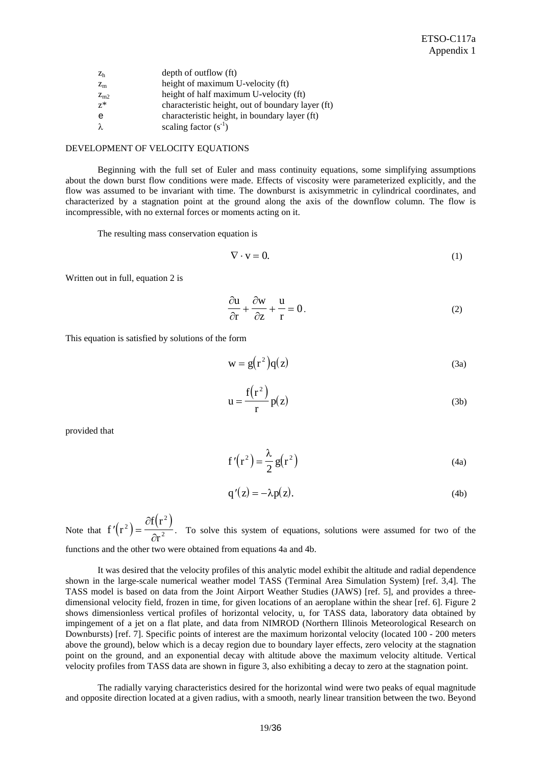| | |
|---|---|
| $z_h$ | depth of outflow (ft) |
| $z_m$ | height of maximum U-velocity (ft) |
| $z_{m2}$ | height of half maximum U-velocity (ft) |
| $z^*$ | characteristic height, out of boundary layer (ft) |
| e | characteristic height, in boundary layer (ft) |
| $\lambda$ | scaling factor ($s^{-1}$) |

DEVELOPMENT OF VELOCITY EQUATIONS

Beginning with the full set of Euler and mass continuity equations, some simplifying assumptions about the down burst flow conditions were made. Effects of viscosity were parameterized explicitly, and the flow was assumed to be invariant with time. The downburst is axisymmetric in cylindrical coordinates, and characterized by a stagnation point at the ground along the axis of the downflow column. The flow is incompressible, with no external forces or moments acting on it.

The resulting mass conservation equation is

$$\nabla \cdot \mathrm{v} = 0. \tag{1}$$

Written out in full, equation 2 is

$$\frac{\partial u}{\partial r} + \frac{\partial w}{\partial z} + \frac{u}{r} = 0. \tag{2}$$

This equation is satisfied by solutions of the form

$$w = g(r^2)q(z) \tag{3a}$$

$$u = \frac{f(r^2)}{r}p(z) \tag{3b}$$

provided that

$$f'(r^2) = \frac{\lambda}{2}g(r^2) \tag{4a}$$

$$q'(z) = -\lambda p(z). \tag{4b}$$

Note that $f'(r^2) = \dfrac{\partial f(r^2)}{\partial r^2}$. To solve this system of equations, solutions were assumed for two of the functions and the other two were obtained from equations 4a and 4b.

It was desired that the velocity profiles of this analytic model exhibit the altitude and radial dependence shown in the large-scale numerical weather model TASS (Terminal Area Simulation System) [ref. 3,4]. The TASS model is based on data from the Joint Airport Weather Studies (JAWS) [ref. 5], and provides a three-dimensional velocity field, frozen in time, for given locations of an aeroplane within the shear [ref. 6]. Figure 2 shows dimensionless vertical profiles of horizontal velocity, u, for TASS data, laboratory data obtained by impingement of a jet on a flat plate, and data from NIMROD (Northern Illinois Meteorological Research on Downbursts) [ref. 7]. Specific points of interest are the maximum horizontal velocity (located 100 - 200 meters above the ground), below which is a decay region due to boundary layer effects, zero velocity at the stagnation point on the ground, and an exponential decay with altitude above the maximum velocity altitude. Vertical velocity profiles from TASS data are shown in figure 3, also exhibiting a decay to zero at the stagnation point.

The radially varying characteristics desired for the horizontal wind were two peaks of equal magnitude and opposite direction located at a given radius, with a smooth, nearly linear transition between the two. Beyond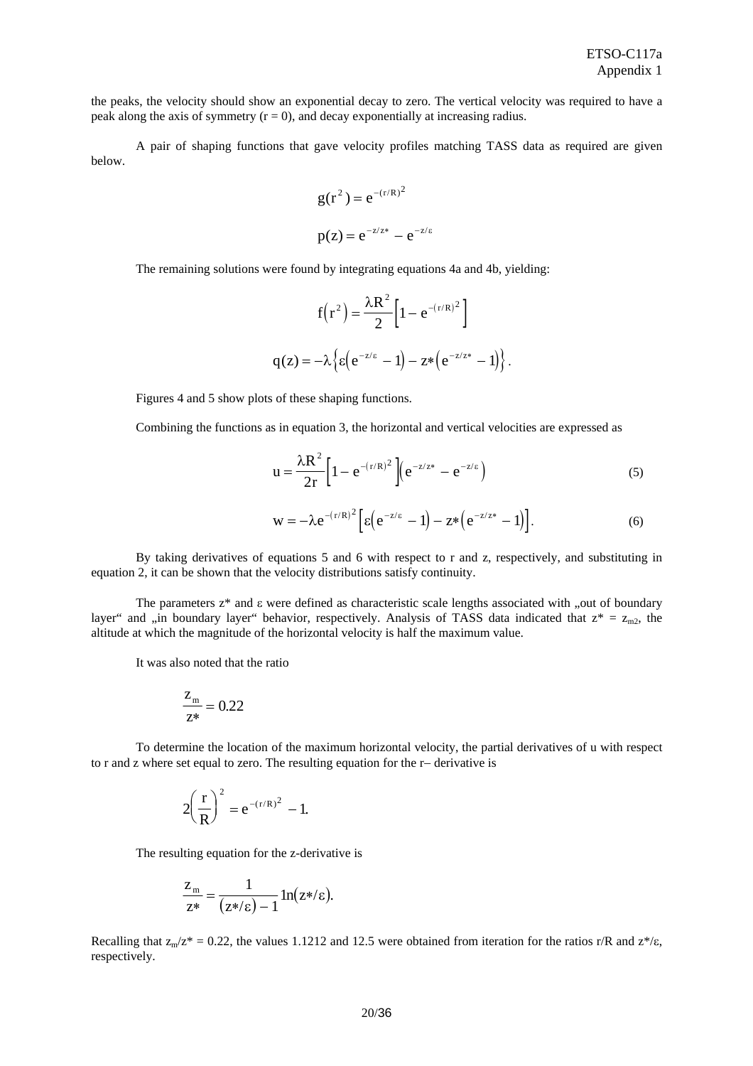the peaks, the velocity should show an exponential decay to zero. The vertical velocity was required to have a peak along the axis of symmetry ($r = 0$), and decay exponentially at increasing radius.

A pair of shaping functions that gave velocity profiles matching TASS data as required are given below.

$$g(r^2) = e^{-(r/R)^2}$$

$$p(z) = e^{-z/z*} - e^{-z/\varepsilon}$$

The remaining solutions were found by integrating equations 4a and 4b, yielding:

$$f\left(r^2\right) = \frac{\lambda R^2}{2}\left[1 - e^{-(r/R)^2}\right]$$

$$q(z) = -\lambda\left\{\varepsilon\left(e^{-z/\varepsilon} - 1\right) - z*\left(e^{-z/z*} - 1\right)\right\}.$$

Figures 4 and 5 show plots of these shaping functions.

Combining the functions as in equation 3, the horizontal and vertical velocities are expressed as

$$u = \frac{\lambda R^2}{2r}\left[1 - e^{-(r/R)^2}\right]\left(e^{-z/z*} - e^{-z/\varepsilon}\right) \tag{5}$$

$$w = -\lambda e^{-(r/R)^2}\left[\varepsilon\left(e^{-z/\varepsilon} - 1\right) - z*\left(e^{-z/z*} - 1\right)\right]. \tag{6}$$

By taking derivatives of equations 5 and 6 with respect to r and z, respectively, and substituting in equation 2, it can be shown that the velocity distributions satisfy continuity.

The parameters z* and ε were defined as characteristic scale lengths associated with „out of boundary layer" and „in boundary layer" behavior, respectively. Analysis of TASS data indicated that $z* = z_{m2}$, the altitude at which the magnitude of the horizontal velocity is half the maximum value.

It was also noted that the ratio

$$\frac{z_m}{z*} = 0.22$$

To determine the location of the maximum horizontal velocity, the partial derivatives of u with respect to r and z where set equal to zero. The resulting equation for the r– derivative is

$$2\left(\frac{r}{R}\right)^2 = e^{-(r/R)^2} - 1.$$

The resulting equation for the z-derivative is

$$\frac{z_m}{z*} = \frac{1}{(z*/\varepsilon) - 1}\ln(z*/\varepsilon).$$

Recalling that $z_m/z* = 0.22$, the values 1.1212 and 12.5 were obtained from iteration for the ratios r/R and z*/ε, respectively.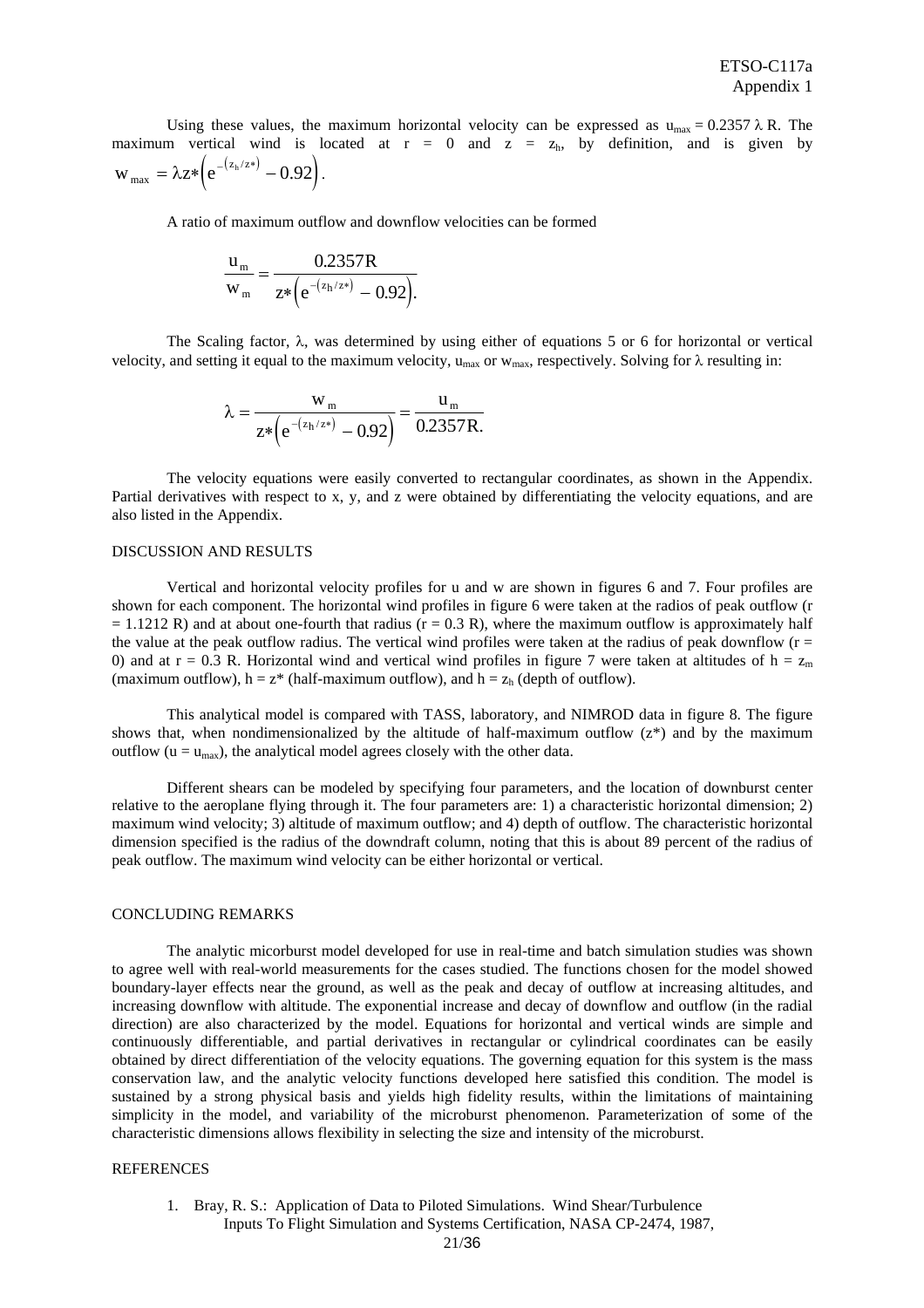Using these values, the maximum horizontal velocity can be expressed as $u_{max} = 0.2357\,\lambda\,R$. The maximum vertical wind is located at $r = 0$ and $z = z_h$, by definition, and is given by $w_{max} = \lambda z*\left(e^{-\left(z_h/z*\right)} - 0.92\right)$.

A ratio of maximum outflow and downflow velocities can be formed

$$\frac{u_m}{w_m} = \frac{0.2357R}{z*\left(e^{-\left(z_h/z*\right)} - 0.92\right).}$$

The Scaling factor, $\lambda$, was determined by using either of equations 5 or 6 for horizontal or vertical velocity, and setting it equal to the maximum velocity, $u_{max}$ or $w_{max}$, respectively. Solving for $\lambda$ resulting in:

$$\lambda = \frac{w_m}{z*\left(e^{-\left(z_h/z*\right)} - 0.92\right)} = \frac{u_m}{0.2357R.}$$

The velocity equations were easily converted to rectangular coordinates, as shown in the Appendix. Partial derivatives with respect to x, y, and z were obtained by differentiating the velocity equations, and are also listed in the Appendix.

## DISCUSSION AND RESULTS

Vertical and horizontal velocity profiles for u and w are shown in figures 6 and 7. Four profiles are shown for each component. The horizontal wind profiles in figure 6 were taken at the radios of peak outflow ($r = 1.1212$ R) and at about one-fourth that radius ($r = 0.3$ R), where the maximum outflow is approximately half the value at the peak outflow radius. The vertical wind profiles were taken at the radius of peak downflow ($r = 0$) and at $r = 0.3$ R. Horizontal wind and vertical wind profiles in figure 7 were taken at altitudes of $h = z_m$ (maximum outflow), $h = z*$ (half-maximum outflow), and $h = z_h$ (depth of outflow).

This analytical model is compared with TASS, laboratory, and NIMROD data in figure 8. The figure shows that, when nondimensionalized by the altitude of half-maximum outflow ($z*$) and by the maximum outflow ($u = u_{max}$), the analytical model agrees closely with the other data.

Different shears can be modeled by specifying four parameters, and the location of downburst center relative to the aeroplane flying through it. The four parameters are: 1) a characteristic horizontal dimension; 2) maximum wind velocity; 3) altitude of maximum outflow; and 4) depth of outflow. The characteristic horizontal dimension specified is the radius of the downdraft column, noting that this is about 89 percent of the radius of peak outflow. The maximum wind velocity can be either horizontal or vertical.

## CONCLUDING REMARKS

The analytic micorburst model developed for use in real-time and batch simulation studies was shown to agree well with real-world measurements for the cases studied. The functions chosen for the model showed boundary-layer effects near the ground, as well as the peak and decay of outflow at increasing altitudes, and increasing downflow with altitude. The exponential increase and decay of downflow and outflow (in the radial direction) are also characterized by the model. Equations for horizontal and vertical winds are simple and continuously differentiable, and partial derivatives in rectangular or cylindrical coordinates can be easily obtained by direct differentiation of the velocity equations. The governing equation for this system is the mass conservation law, and the analytic velocity functions developed here satisfied this condition. The model is sustained by a strong physical basis and yields high fidelity results, within the limitations of maintaining simplicity in the model, and variability of the microburst phenomenon. Parameterization of some of the characteristic dimensions allows flexibility in selecting the size and intensity of the microburst.

## REFERENCES

1. Bray, R. S.: Application of Data to Piloted Simulations. Wind Shear/Turbulence Inputs To Flight Simulation and Systems Certification, NASA CP-2474, 1987,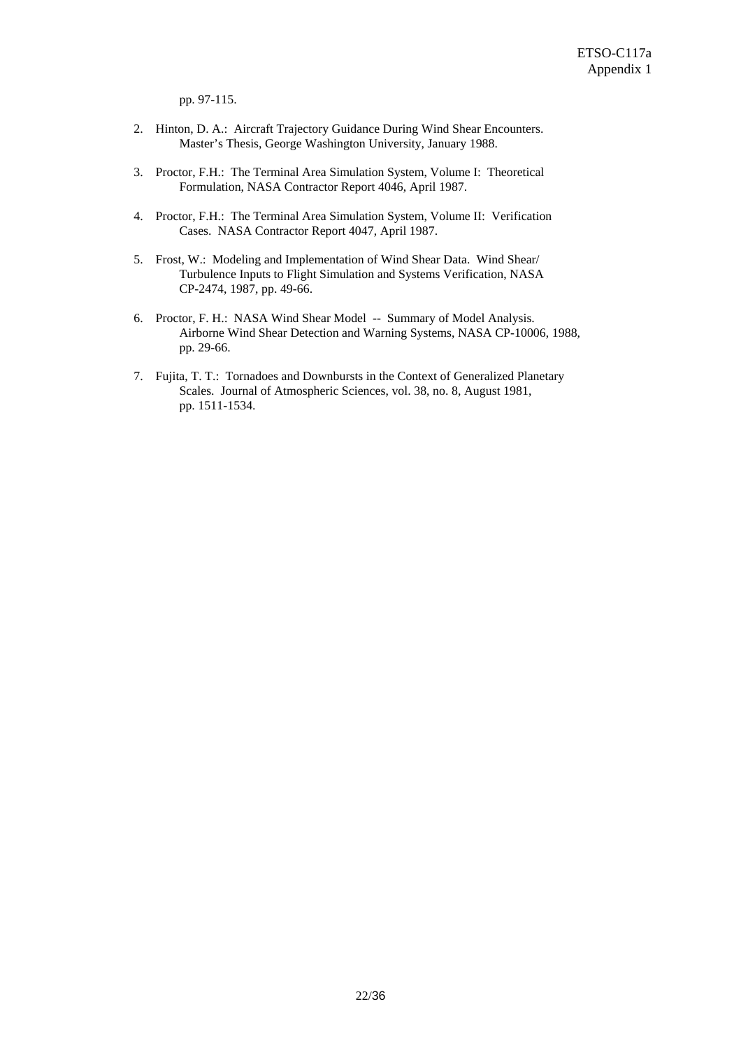pp. 97-115.

2. Hinton, D. A.: Aircraft Trajectory Guidance During Wind Shear Encounters. Master's Thesis, George Washington University, January 1988.

3. Proctor, F.H.: The Terminal Area Simulation System, Volume I: Theoretical Formulation, NASA Contractor Report 4046, April 1987.

4. Proctor, F.H.: The Terminal Area Simulation System, Volume II: Verification Cases. NASA Contractor Report 4047, April 1987.

5. Frost, W.: Modeling and Implementation of Wind Shear Data. Wind Shear/ Turbulence Inputs to Flight Simulation and Systems Verification, NASA CP-2474, 1987, pp. 49-66.

6. Proctor, F. H.: NASA Wind Shear Model -- Summary of Model Analysis. Airborne Wind Shear Detection and Warning Systems, NASA CP-10006, 1988, pp. 29-66.

7. Fujita, T. T.: Tornadoes and Downbursts in the Context of Generalized Planetary Scales. Journal of Atmospheric Sciences, vol. 38, no. 8, August 1981, pp. 1511-1534.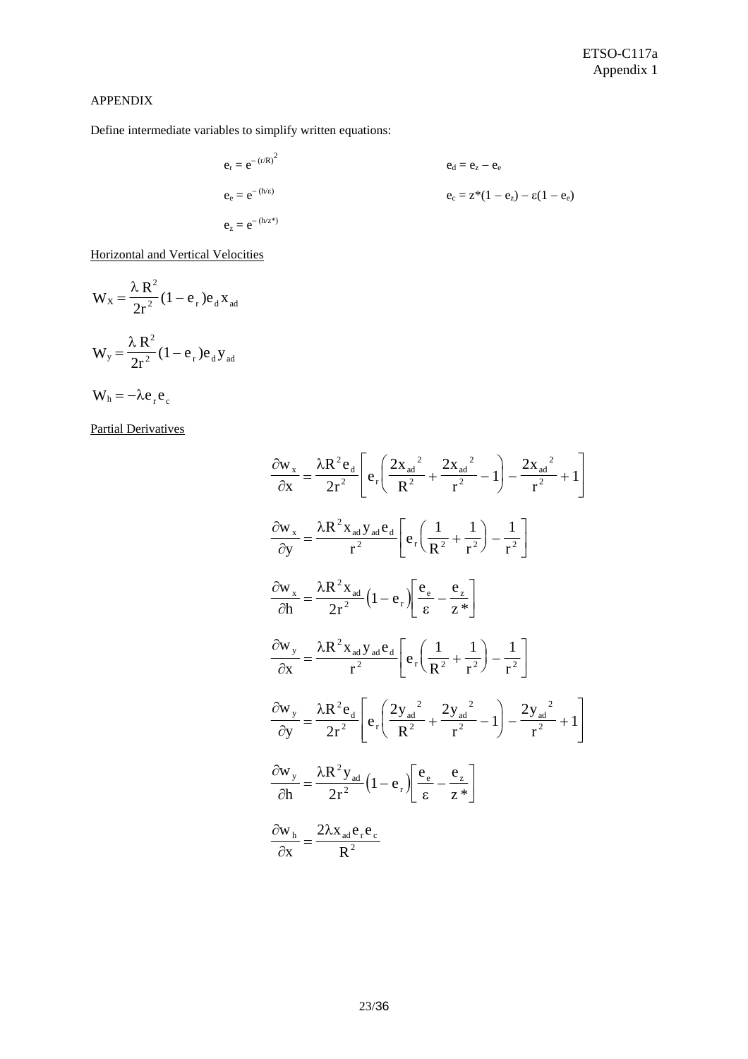APPENDIX

Define intermediate variables to simplify written equations:

$$e_r = e^{-(r/R)^2} \qquad e_d = e_z - e_e$$

$$e_e = e^{-(h/\varepsilon)} \qquad e_c = z^*(1 - e_z) - \varepsilon(1 - e_e)$$

$$e_z = e^{-(h/z^*)}$$

Horizontal and Vertical Velocities

$$W_X = \frac{\lambda R^2}{2r^2}(1 - e_r)e_d x_{ad}$$

$$W_y = \frac{\lambda R^2}{2r^2}(1 - e_r)e_d y_{ad}$$

$$W_h = -\lambda e_r e_c$$

Partial Derivatives

$$\frac{\partial w_x}{\partial x} = \frac{\lambda R^2 e_d}{2r^2}\left[e_r\left(\frac{2x_{ad}^{\ 2}}{R^2} + \frac{2x_{ad}^{\ 2}}{r^2} - 1\right) - \frac{2x_{ad}^{\ 2}}{r^2} + 1\right]$$

$$\frac{\partial w_x}{\partial y} = \frac{\lambda R^2 x_{ad} y_{ad} e_d}{r^2}\left[e_r\left(\frac{1}{R^2} + \frac{1}{r^2}\right) - \frac{1}{r^2}\right]$$

$$\frac{\partial w_x}{\partial h} = \frac{\lambda R^2 x_{ad}}{2r^2}\left(1 - e_r\right)\left[\frac{e_e}{\varepsilon} - \frac{e_z}{z^*}\right]$$

$$\frac{\partial w_y}{\partial x} = \frac{\lambda R^2 x_{ad} y_{ad} e_d}{r^2}\left[e_r\left(\frac{1}{R^2} + \frac{1}{r^2}\right) - \frac{1}{r^2}\right]$$

$$\frac{\partial w_y}{\partial y} = \frac{\lambda R^2 e_d}{2r^2}\left[e_r\left(\frac{2y_{ad}^{\ 2}}{R^2} + \frac{2y_{ad}^{\ 2}}{r^2} - 1\right) - \frac{2y_{ad}^{\ 2}}{r^2} + 1\right]$$

$$\frac{\partial w_y}{\partial h} = \frac{\lambda R^2 y_{ad}}{2r^2}\left(1 - e_r\right)\left[\frac{e_e}{\varepsilon} - \frac{e_z}{z^*}\right]$$

$$\frac{\partial w_h}{\partial x} = \frac{2\lambda x_{ad} e_r e_c}{R^2}$$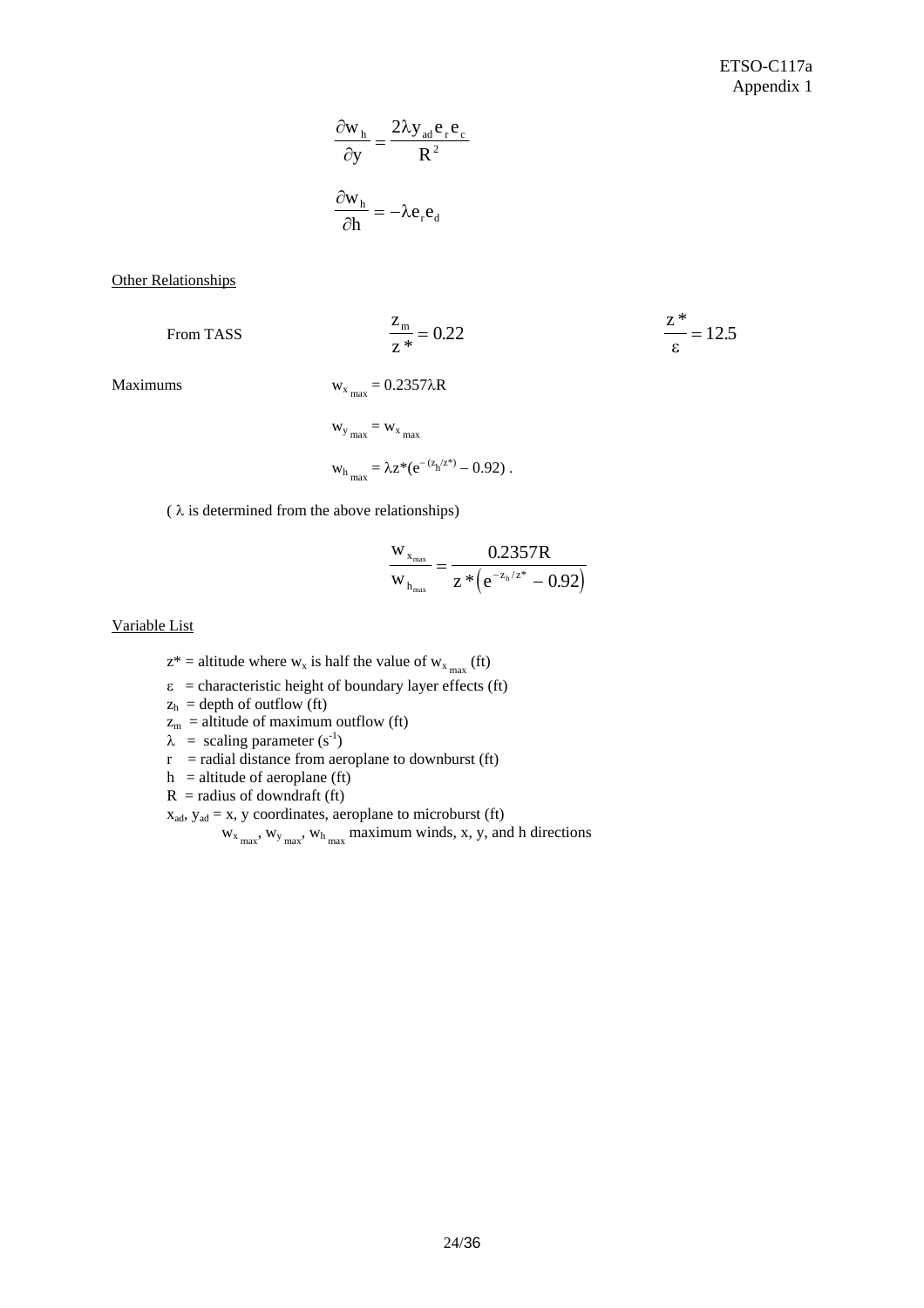$$\frac{\partial w_h}{\partial y} = \frac{2\lambda y_{ad} e_r e_c}{R^2}$$

$$\frac{\partial w_h}{\partial h} = -\lambda e_r e_d$$

Other Relationships

From TASS $\qquad \frac{z_m}{z^*} = 0.22 \qquad \frac{z^*}{\varepsilon} = 12.5$

Maximums $\qquad w_{x_{max}} = 0.2357\lambda R$

$$w_{y_{max}} = w_{x_{max}}$$

$$w_{h_{max}} = \lambda z^*(e^{-(z_h/z^*)} - 0.92)\ .$$

( $\lambda$ is determined from the above relationships)

$$\frac{w_{x_{max}}}{w_{h_{max}}} = \frac{0.2357R}{z^*\left(e^{-z_h/z^*} - 0.92\right)}$$

Variable List

$z^*$ = altitude where $w_x$ is half the value of $w_{x_{max}}$ (ft)  
$\varepsilon$ = characteristic height of boundary layer effects (ft)  
$z_h$ = depth of outflow (ft)  
$z_m$ = altitude of maximum outflow (ft)  
$\lambda$ = scaling parameter ($s^{-1}$)  
r = radial distance from aeroplane to downburst (ft)  
h = altitude of aeroplane (ft)  
R = radius of downdraft (ft)  
$x_{ad}$, $y_{ad}$ = x, y coordinates, aeroplane to microburst (ft)  
$w_{x_{max}}$, $w_{y_{max}}$, $w_{h_{max}}$ maximum winds, x, y, and h directions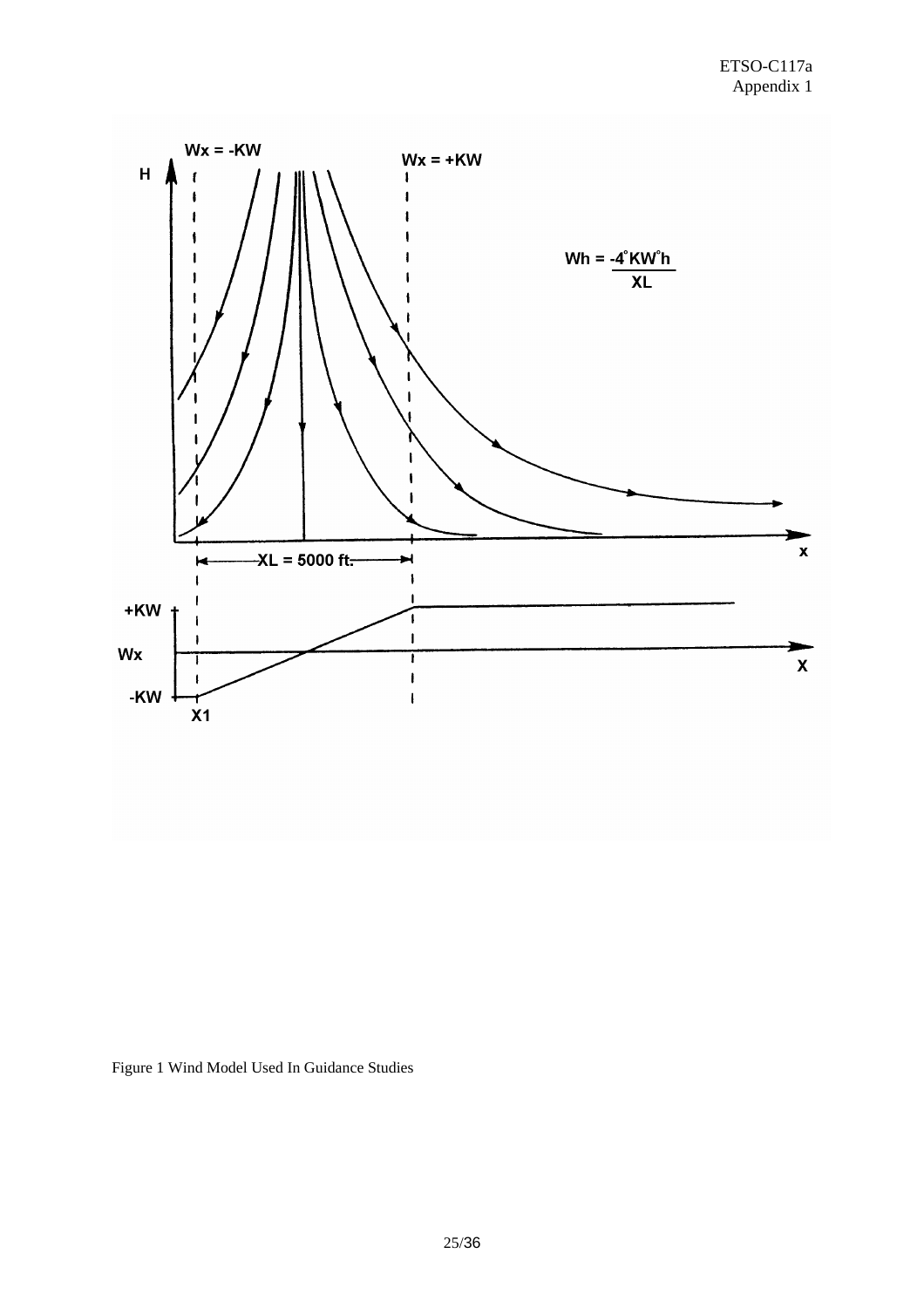Figure 1 Wind Model Used In Guidance Studies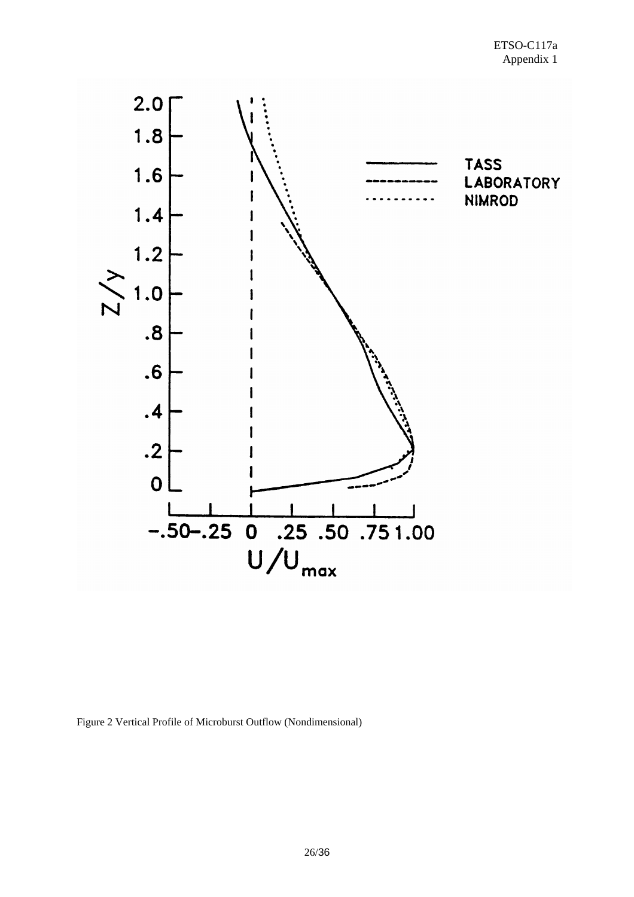Figure 2 Vertical Profile of Microburst Outflow (Nondimensional)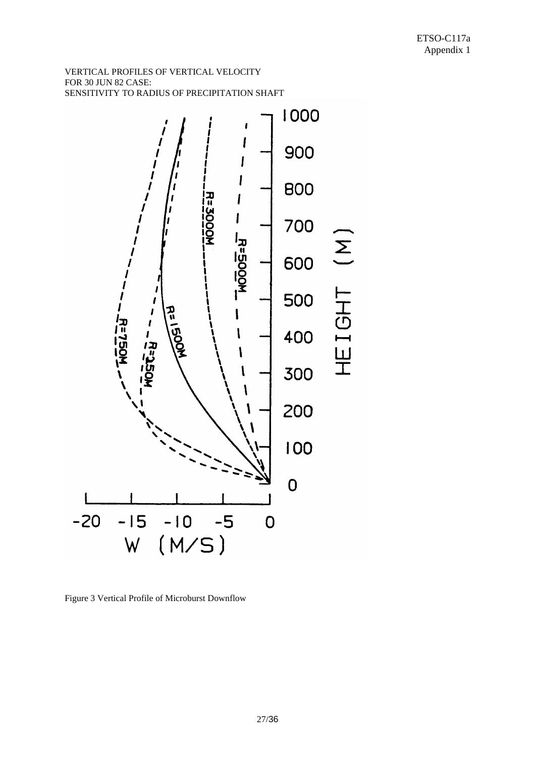VERTICAL PROFILES OF VERTICAL VELOCITY
FOR 30 JUN 82 CASE:
SENSITIVITY TO RADIUS OF PRECIPITATION SHAFT

Figure 3 Vertical Profile of Microburst Downflow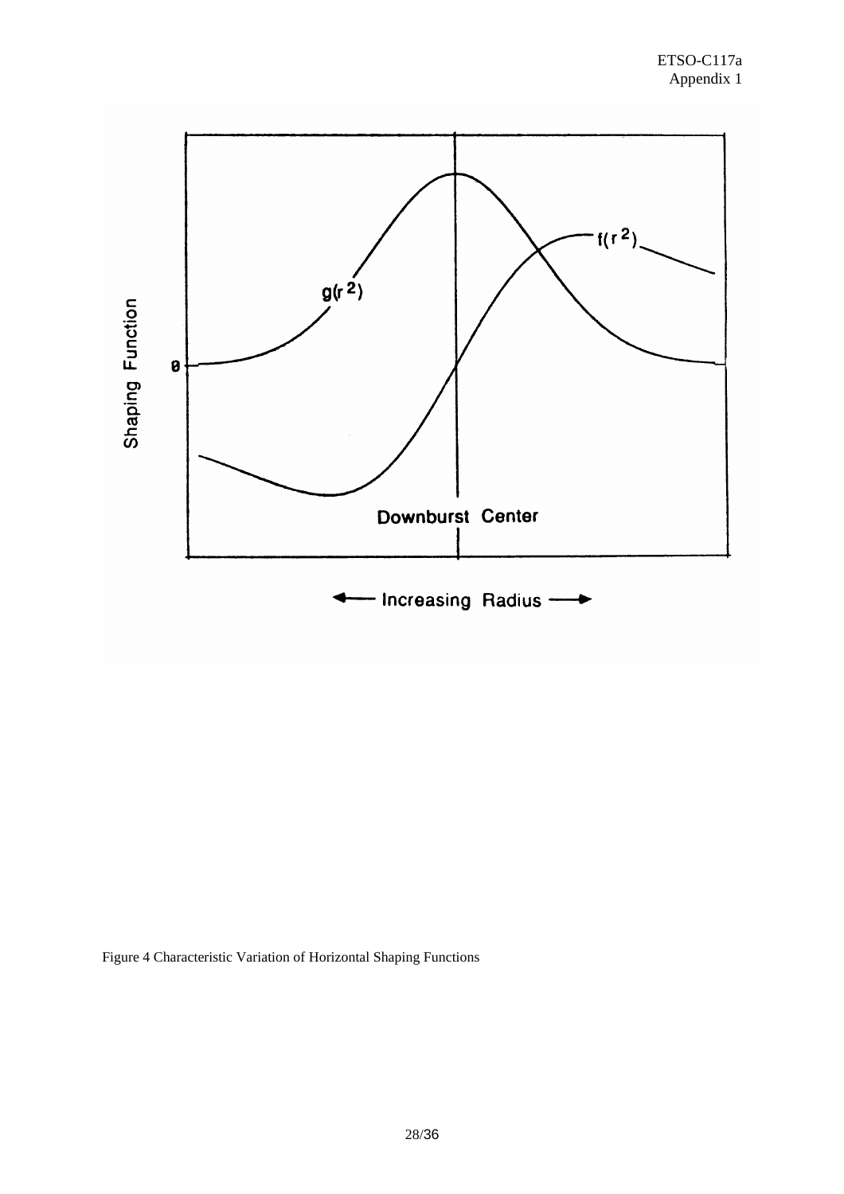Figure 4 Characteristic Variation of Horizontal Shaping Functions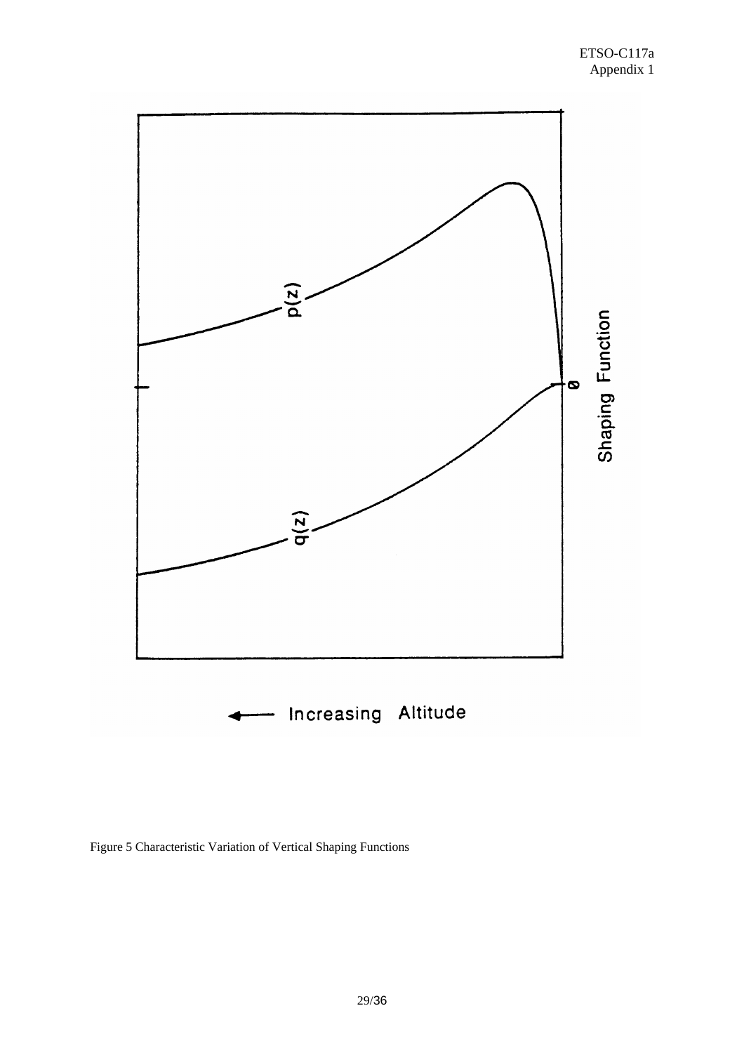Figure 5 Characteristic Variation of Vertical Shaping Functions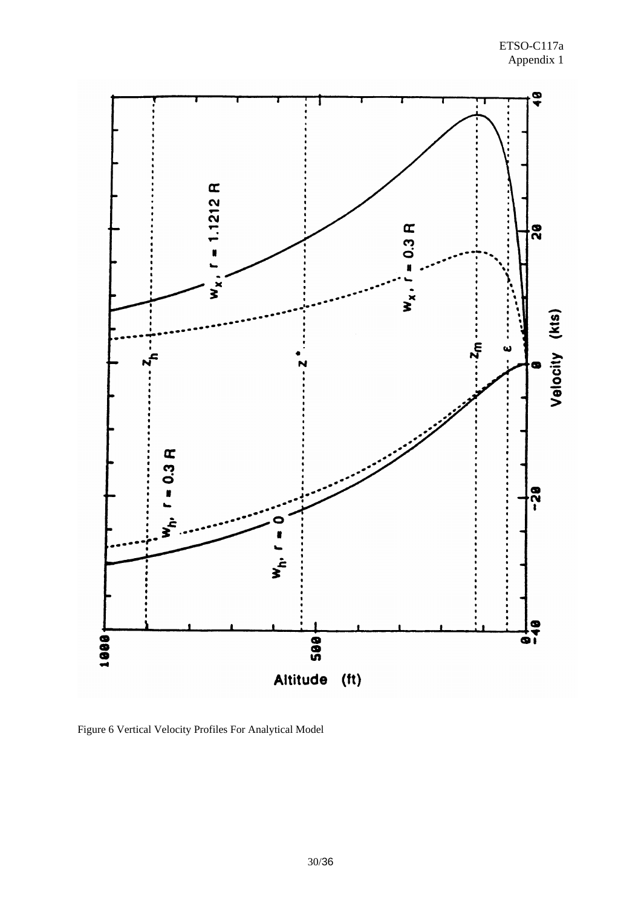Altitude (ft)

Velocity (kts)

Figure 6 Vertical Velocity Profiles For Analytical Model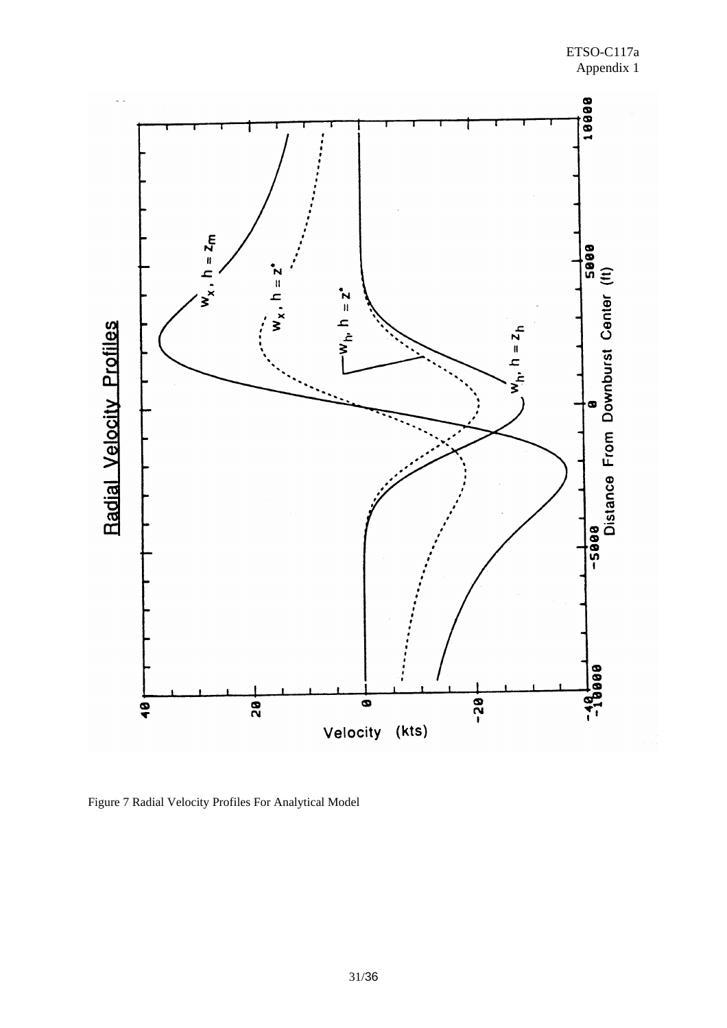Figure 7 Radial Velocity Profiles For Analytical Model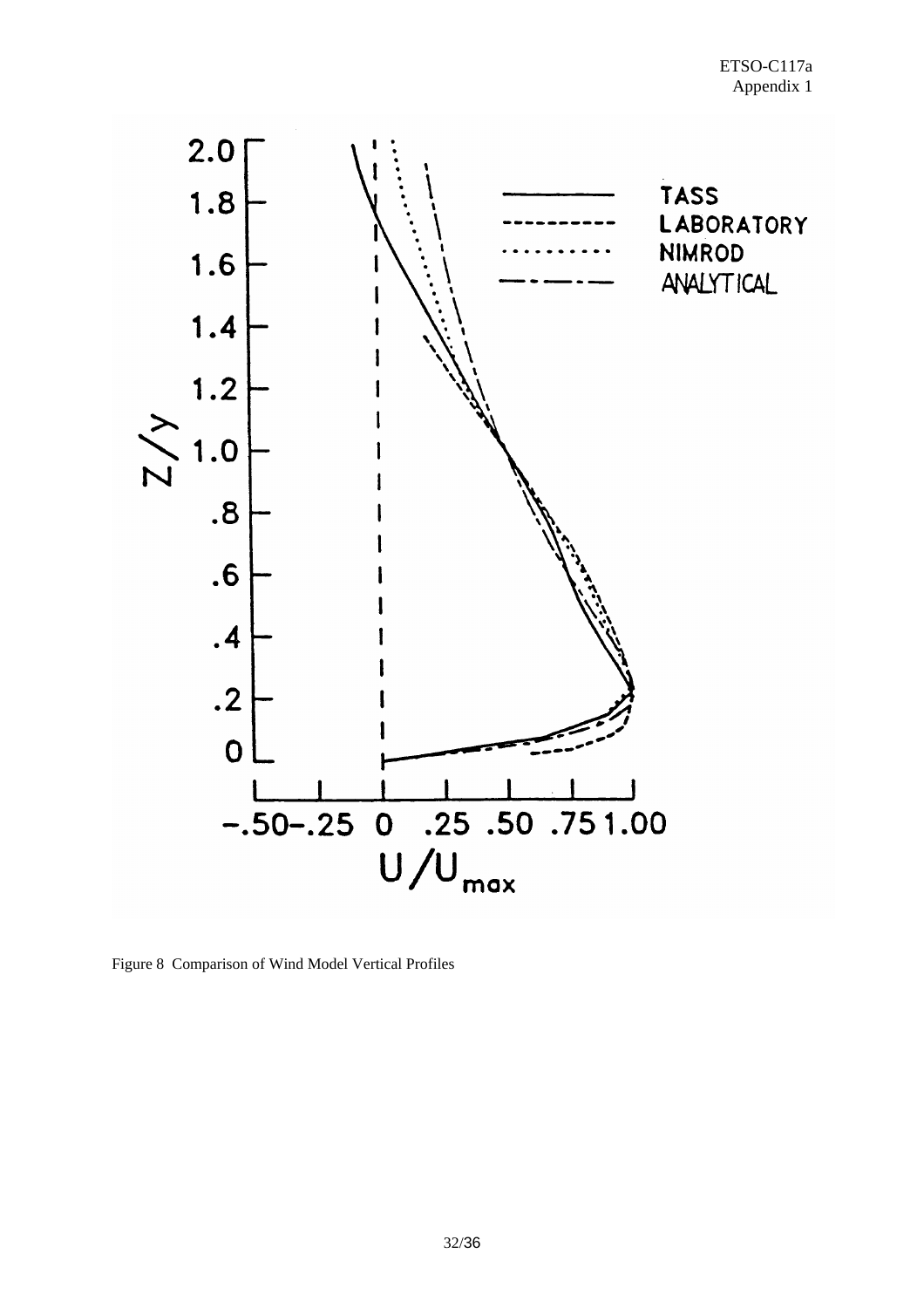Figure 8 Comparison of Wind Model Vertical Profiles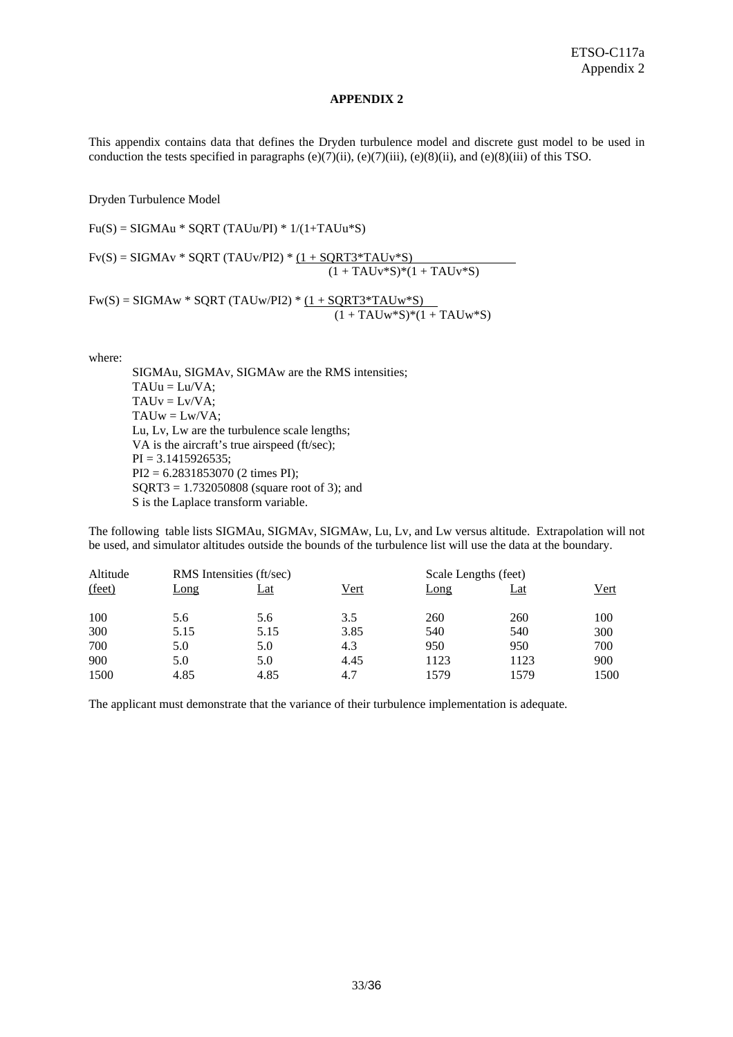# APPENDIX 2

This appendix contains data that defines the Dryden turbulence model and discrete gust model to be used in conduction the tests specified in paragraphs (e)(7)(ii), (e)(7)(iii), (e)(8)(ii), and (e)(8)(iii) of this TSO.

Dryden Turbulence Model

Fu(S) = SIGMAu * SQRT (TAUu/PI) * 1/(1+TAUu*S)

$$Fv(S) = SIGMAv * SQRT (TAUv/PI2) * \frac{(1 + SQRT3*TAUv*S)}{(1 + TAUv*S)*(1 + TAUv*S)}$$

$$Fw(S) = SIGMAw * SQRT (TAUw/PI2) * \frac{(1 + SQRT3*TAUw*S)}{(1 + TAUw*S)*(1 + TAUw*S)}$$

where:

SIGMAu, SIGMAv, SIGMAw are the RMS intensities;
TAUu = Lu/VA;
TAUv = Lv/VA;
TAUw = Lw/VA;
Lu, Lv, Lw are the turbulence scale lengths;
VA is the aircraft's true airspeed (ft/sec);
PI = 3.1415926535;
PI2 = 6.2831853070 (2 times PI);
SQRT3 = 1.732050808 (square root of 3); and
S is the Laplace transform variable.

The following table lists SIGMAu, SIGMAv, SIGMAw, Lu, Lv, and Lw versus altitude. Extrapolation will not be used, and simulator altitudes outside the bounds of the turbulence list will use the data at the boundary.

| Altitude | RMS Intensities (ft/sec) | | | Scale Lengths (feet) | | |
|---|---|---|---|---|---|---|
| (feet) | Long | Lat | Vert | Long | Lat | Vert |
| 100 | 5.6 | 5.6 | 3.5 | 260 | 260 | 100 |
| 300 | 5.15 | 5.15 | 3.85 | 540 | 540 | 300 |
| 700 | 5.0 | 5.0 | 4.3 | 950 | 950 | 700 |
| 900 | 5.0 | 5.0 | 4.45 | 1123 | 1123 | 900 |
| 1500 | 4.85 | 4.85 | 4.7 | 1579 | 1579 | 1500 |

The applicant must demonstrate that the variance of their turbulence implementation is adequate.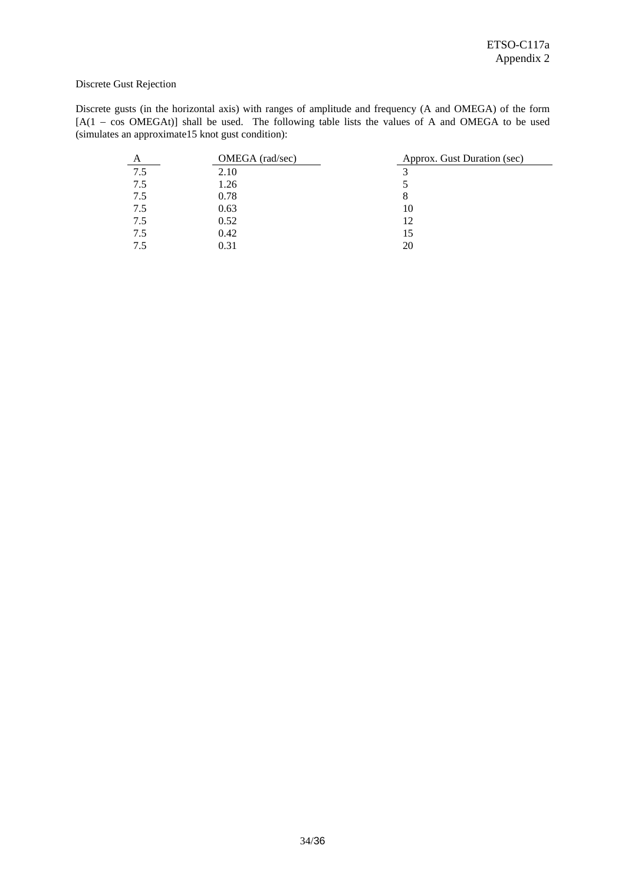Discrete Gust Rejection

Discrete gusts (in the horizontal axis) with ranges of amplitude and frequency (A and OMEGA) of the form [A(1 – cos OMEGAt)] shall be used. The following table lists the values of A and OMEGA to be used (simulates an approximate15 knot gust condition):

| A | OMEGA (rad/sec) | Approx. Gust Duration (sec) |
|---|---|---|
| 7.5 | 2.10 | 3 |
| 7.5 | 1.26 | 5 |
| 7.5 | 0.78 | 8 |
| 7.5 | 0.63 | 10 |
| 7.5 | 0.52 | 12 |
| 7.5 | 0.42 | 15 |
| 7.5 | 0.31 | 20 |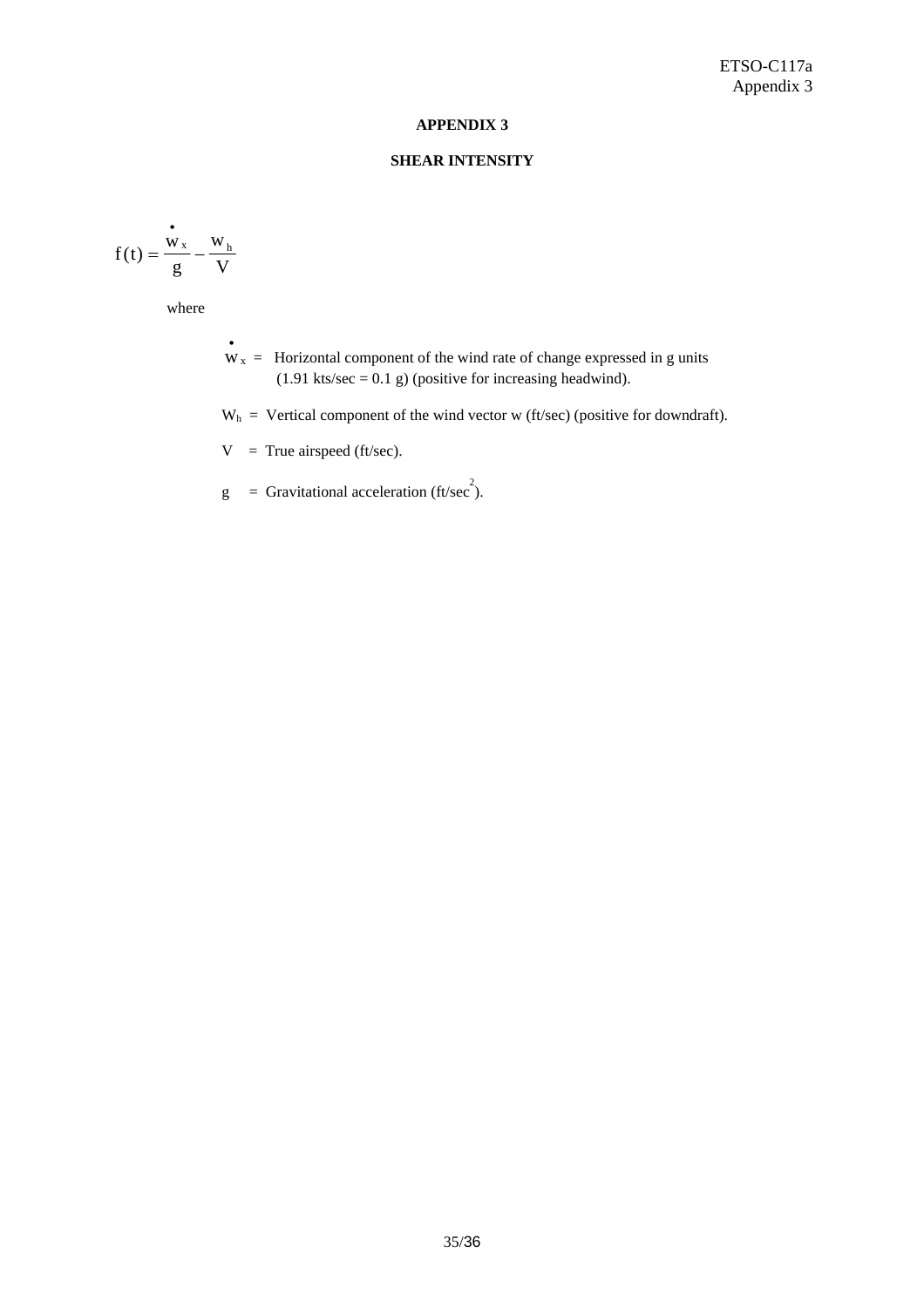# APPENDIX 3

## SHEAR INTENSITY

$$f(t) = \frac{\dot{w}_x}{g} - \frac{w_h}{V}$$

where

$\dot{w}_x$ = Horizontal component of the wind rate of change expressed in g units (1.91 kts/sec = 0.1 g) (positive for increasing headwind).

$W_h$ = Vertical component of the wind vector w (ft/sec) (positive for downdraft).

V = True airspeed (ft/sec).

g = Gravitational acceleration (ft/sec$^2$).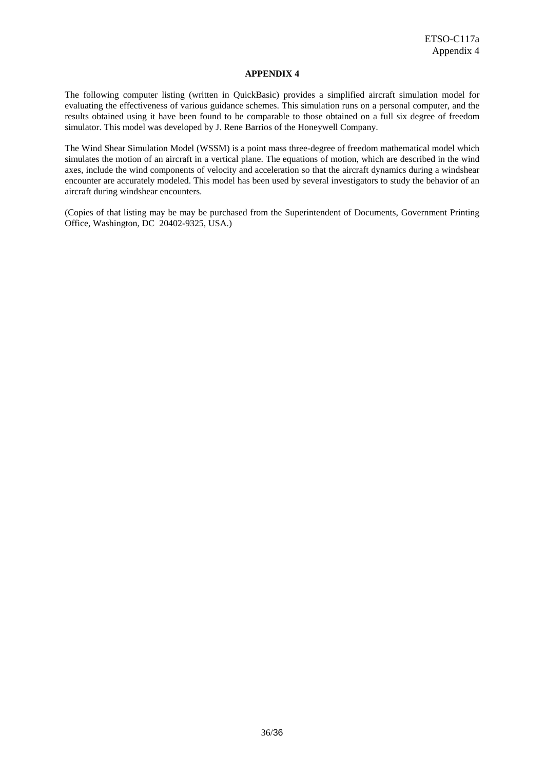## APPENDIX 4

The following computer listing (written in QuickBasic) provides a simplified aircraft simulation model for evaluating the effectiveness of various guidance schemes. This simulation runs on a personal computer, and the results obtained using it have been found to be comparable to those obtained on a full six degree of freedom simulator. This model was developed by J. Rene Barrios of the Honeywell Company.

The Wind Shear Simulation Model (WSSM) is a point mass three-degree of freedom mathematical model which simulates the motion of an aircraft in a vertical plane. The equations of motion, which are described in the wind axes, include the wind components of velocity and acceleration so that the aircraft dynamics during a windshear encounter are accurately modeled. This model has been used by several investigators to study the behavior of an aircraft during windshear encounters.

(Copies of that listing may be may be purchased from the Superintendent of Documents, Government Printing Office, Washington, DC 20402-9325, USA.)